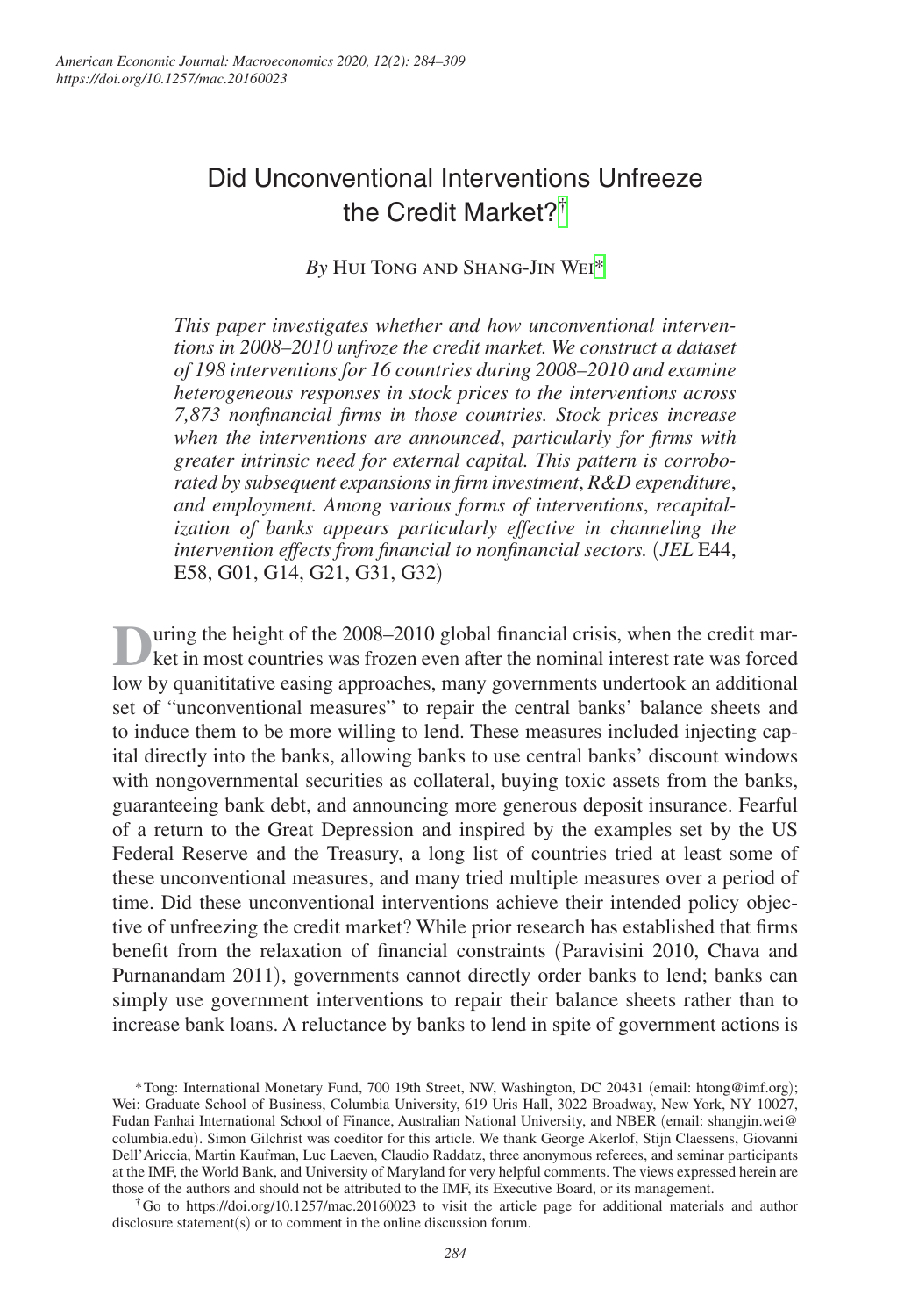# Did Unconventional Interventions Unfreeze the Credit Market?[†]

*By* Hui Tong and Shang-Jin Wei[*]

*This paper investigates whether and how unconventional interventions in 2008–2010 unfroze the credit market. We construct a dataset of 198 interventions for 16 countries during 2008–2010 and examine heterogeneous responses in stock prices to the interventions across 7,873 nonfinancial firms in those countries. Stock prices increase when the interventions are announced, particularly for firms with greater intrinsic need for external capital. This pattern is corroborated by subsequent expansions in firm investment, R&D expenditure, and employment. Among various forms of interventions, recapitalization of banks appears particularly effective in channeling the intervention effects from financial to nonfinancial sectors.* (*JEL* E44, E58, G01, G14, G21, G31, G32)

During the height of the 2008–2010 global financial crisis, when the credit market in most countries was frozen even after the nominal interest rate was forced low by quanititative easing approaches, many governments undertook an additional set of "unconventional measures" to repair the central banks' balance sheets and to induce them to be more willing to lend. These measures included injecting capital directly into the banks, allowing banks to use central banks' discount windows with nongovernmental securities as collateral, buying toxic assets from the banks, guaranteeing bank debt, and announcing more generous deposit insurance. Fearful of a return to the Great Depression and inspired by the examples set by the US Federal Reserve and the Treasury, a long list of countries tried at least some of these unconventional measures, and many tried multiple measures over a period of time. Did these unconventional interventions achieve their intended policy objective of unfreezing the credit market? While prior research has established that firms benefit from the relaxation of financial constraints (Paravisini 2010, Chava and Purnanandam 2011), governments cannot directly order banks to lend; banks can simply use government interventions to repair their balance sheets rather than to increase bank loans. A reluctance by banks to lend in spite of government actions is

[*] Tong: International Monetary Fund, 700 19th Street, NW, Washington, DC 20431 (email: htong@imf.org); Wei: Graduate School of Business, Columbia University, 619 Uris Hall, 3022 Broadway, New York, NY 10027, Fudan Fanhai International School of Finance, Australian National University, and NBER (email: shangjin.wei@columbia.edu). Simon Gilchrist was coeditor for this article. We thank George Akerlof, Stijn Claessens, Giovanni Dell'Ariccia, Martin Kaufman, Luc Laeven, Claudio Raddatz, three anonymous referees, and seminar participants at the IMF, the World Bank, and University of Maryland for very helpful comments. The views expressed herein are those of the authors and should not be attributed to the IMF, its Executive Board, or its management.

[†] Go to https://doi.org/10.1257/mac.20160023 to visit the article page for additional materials and author disclosure statement(s) or to comment in the online discussion forum.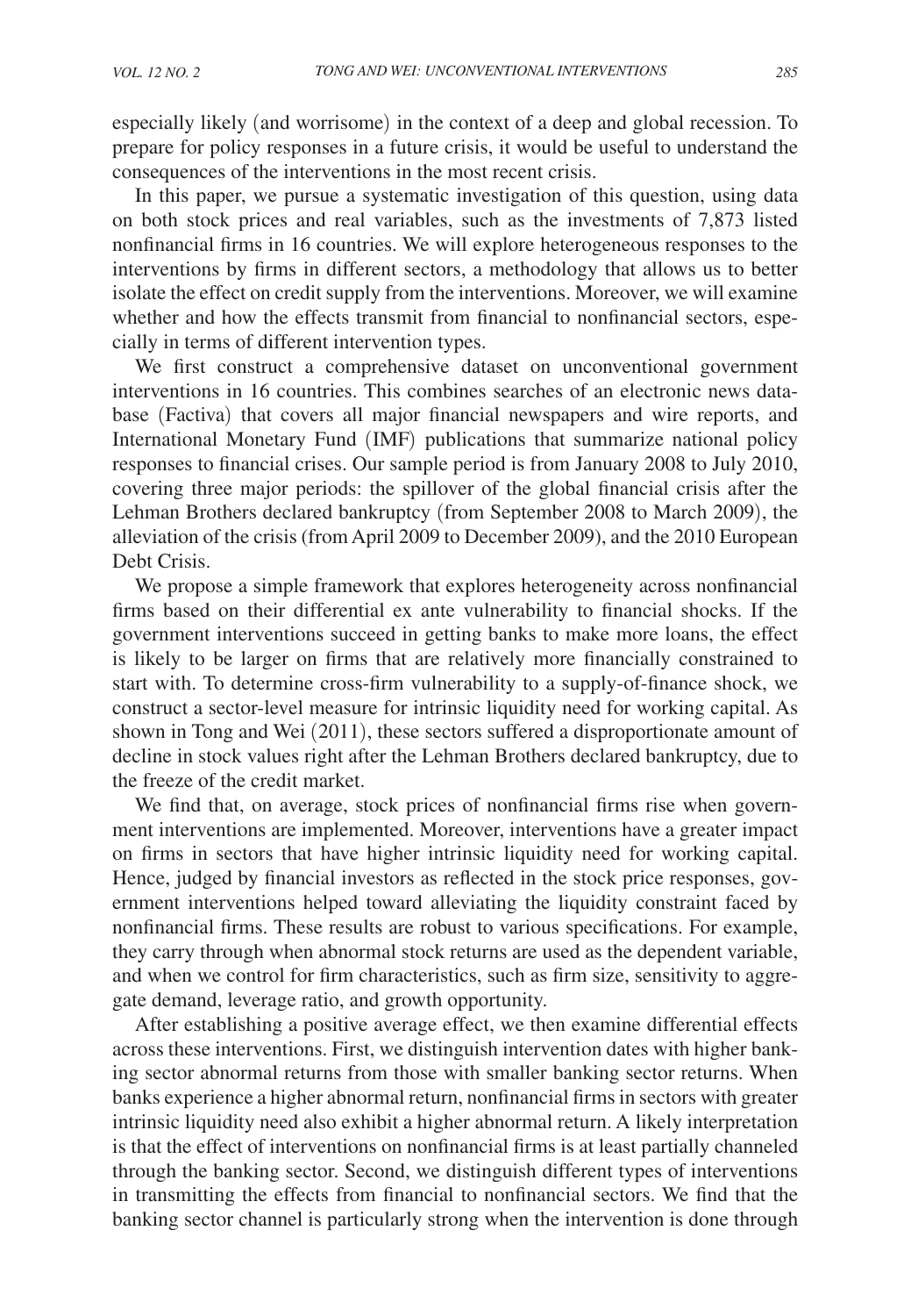especially likely (and worrisome) in the context of a deep and global recession. To prepare for policy responses in a future crisis, it would be useful to understand the consequences of the interventions in the most recent crisis.

In this paper, we pursue a systematic investigation of this question, using data on both stock prices and real variables, such as the investments of 7,873 listed nonfinancial firms in 16 countries. We will explore heterogeneous responses to the interventions by firms in different sectors, a methodology that allows us to better isolate the effect on credit supply from the interventions. Moreover, we will examine whether and how the effects transmit from financial to nonfinancial sectors, especially in terms of different intervention types.

We first construct a comprehensive dataset on unconventional government interventions in 16 countries. This combines searches of an electronic news database (Factiva) that covers all major financial newspapers and wire reports, and International Monetary Fund (IMF) publications that summarize national policy responses to financial crises. Our sample period is from January 2008 to July 2010, covering three major periods: the spillover of the global financial crisis after the Lehman Brothers declared bankruptcy (from September 2008 to March 2009), the alleviation of the crisis (from April 2009 to December 2009), and the 2010 European Debt Crisis.

We propose a simple framework that explores heterogeneity across nonfinancial firms based on their differential ex ante vulnerability to financial shocks. If the government interventions succeed in getting banks to make more loans, the effect is likely to be larger on firms that are relatively more financially constrained to start with. To determine cross-firm vulnerability to a supply-of-finance shock, we construct a sector-level measure for intrinsic liquidity need for working capital. As shown in Tong and Wei (2011), these sectors suffered a disproportionate amount of decline in stock values right after the Lehman Brothers declared bankruptcy, due to the freeze of the credit market.

We find that, on average, stock prices of nonfinancial firms rise when government interventions are implemented. Moreover, interventions have a greater impact on firms in sectors that have higher intrinsic liquidity need for working capital. Hence, judged by financial investors as reflected in the stock price responses, government interventions helped toward alleviating the liquidity constraint faced by nonfinancial firms. These results are robust to various specifications. For example, they carry through when abnormal stock returns are used as the dependent variable, and when we control for firm characteristics, such as firm size, sensitivity to aggregate demand, leverage ratio, and growth opportunity.

After establishing a positive average effect, we then examine differential effects across these interventions. First, we distinguish intervention dates with higher banking sector abnormal returns from those with smaller banking sector returns. When banks experience a higher abnormal return, nonfinancial firms in sectors with greater intrinsic liquidity need also exhibit a higher abnormal return. A likely interpretation is that the effect of interventions on nonfinancial firms is at least partially channeled through the banking sector. Second, we distinguish different types of interventions in transmitting the effects from financial to nonfinancial sectors. We find that the banking sector channel is particularly strong when the intervention is done through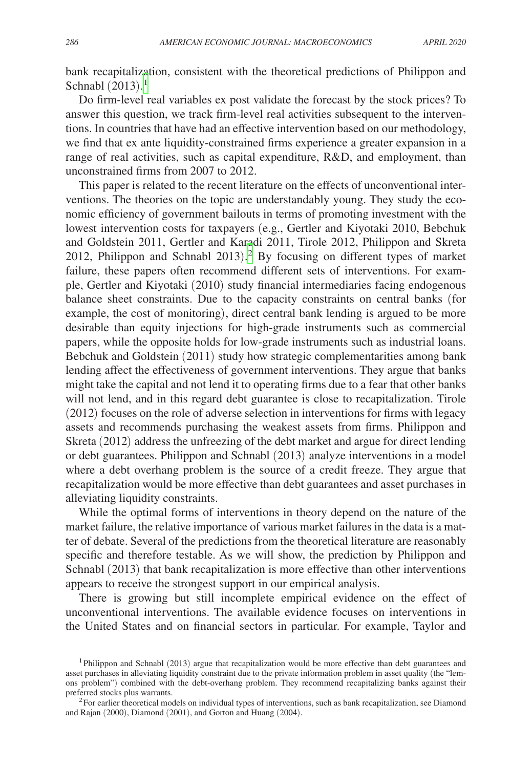bank recapitalization, consistent with the theoretical predictions of Philippon and Schnabl (2013).[1]

Do firm-level real variables ex post validate the forecast by the stock prices? To answer this question, we track firm-level real activities subsequent to the interventions. In countries that have had an effective intervention based on our methodology, we find that ex ante liquidity-constrained firms experience a greater expansion in a range of real activities, such as capital expenditure, R&D, and employment, than unconstrained firms from 2007 to 2012.

This paper is related to the recent literature on the effects of unconventional interventions. The theories on the topic are understandably young. They study the economic efficiency of government bailouts in terms of promoting investment with the lowest intervention costs for taxpayers (e.g., Gertler and Kiyotaki 2010, Bebchuk and Goldstein 2011, Gertler and Karadi 2011, Tirole 2012, Philippon and Skreta 2012, Philippon and Schnabl 2013).[2] By focusing on different types of market failure, these papers often recommend different sets of interventions. For example, Gertler and Kiyotaki (2010) study financial intermediaries facing endogenous balance sheet constraints. Due to the capacity constraints on central banks (for example, the cost of monitoring), direct central bank lending is argued to be more desirable than equity injections for high-grade instruments such as commercial papers, while the opposite holds for low-grade instruments such as industrial loans. Bebchuk and Goldstein (2011) study how strategic complementarities among bank lending affect the effectiveness of government interventions. They argue that banks might take the capital and not lend it to operating firms due to a fear that other banks will not lend, and in this regard debt guarantee is close to recapitalization. Tirole (2012) focuses on the role of adverse selection in interventions for firms with legacy assets and recommends purchasing the weakest assets from firms. Philippon and Skreta (2012) address the unfreezing of the debt market and argue for direct lending or debt guarantees. Philippon and Schnabl (2013) analyze interventions in a model where a debt overhang problem is the source of a credit freeze. They argue that recapitalization would be more effective than debt guarantees and asset purchases in alleviating liquidity constraints.

While the optimal forms of interventions in theory depend on the nature of the market failure, the relative importance of various market failures in the data is a matter of debate. Several of the predictions from the theoretical literature are reasonably specific and therefore testable. As we will show, the prediction by Philippon and Schnabl (2013) that bank recapitalization is more effective than other interventions appears to receive the strongest support in our empirical analysis.

There is growing but still incomplete empirical evidence on the effect of unconventional interventions. The available evidence focuses on interventions in the United States and on financial sectors in particular. For example, Taylor and

[1] Philippon and Schnabl (2013) argue that recapitalization would be more effective than debt guarantees and asset purchases in alleviating liquidity constraint due to the private information problem in asset quality (the "lemons problem") combined with the debt-overhang problem. They recommend recapitalizing banks against their preferred stocks plus warrants.

[2] For earlier theoretical models on individual types of interventions, such as bank recapitalization, see Diamond and Rajan (2000), Diamond (2001), and Gorton and Huang (2004).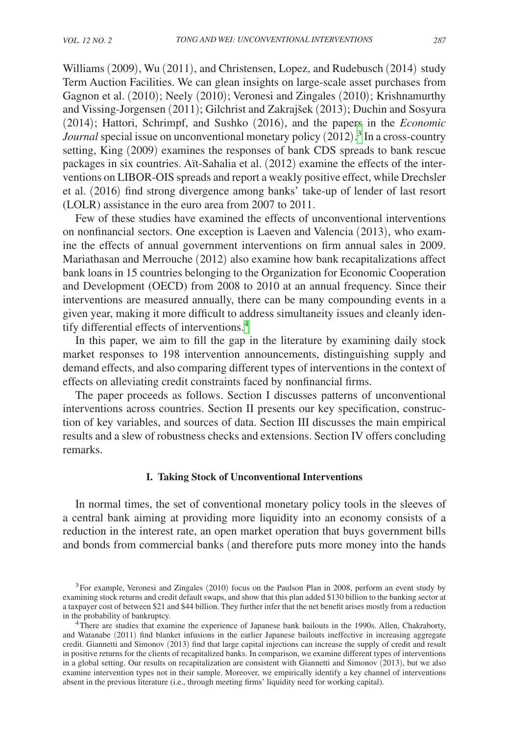Williams (2009), Wu (2011), and Christensen, Lopez, and Rudebusch (2014) study Term Auction Facilities. We can glean insights on large-scale asset purchases from Gagnon et al. (2010); Neely (2010); Veronesi and Zingales (2010); Krishnamurthy and Vissing-Jorgensen (2011); Gilchrist and Zakrajšek (2013); Duchin and Sosyura (2014); Hattori, Schrimpf, and Sushko (2016), and the papers in the *Economic Journal* special issue on unconventional monetary policy (2012).[3] In a cross-country setting, King (2009) examines the responses of bank CDS spreads to bank rescue packages in six countries. Aït-Sahalia et al. (2012) examine the effects of the interventions on LIBOR-OIS spreads and report a weakly positive effect, while Drechsler et al. (2016) find strong divergence among banks' take-up of lender of last resort (LOLR) assistance in the euro area from 2007 to 2011.

Few of these studies have examined the effects of unconventional interventions on nonfinancial sectors. One exception is Laeven and Valencia (2013), who examine the effects of annual government interventions on firm annual sales in 2009. Mariathasan and Merrouche (2012) also examine how bank recapitalizations affect bank loans in 15 countries belonging to the Organization for Economic Cooperation and Development (OECD) from 2008 to 2010 at an annual frequency. Since their interventions are measured annually, there can be many compounding events in a given year, making it more difficult to address simultaneity issues and cleanly identify differential effects of interventions.[4]

In this paper, we aim to fill the gap in the literature by examining daily stock market responses to 198 intervention announcements, distinguishing supply and demand effects, and also comparing different types of interventions in the context of effects on alleviating credit constraints faced by nonfinancial firms.

The paper proceeds as follows. Section I discusses patterns of unconventional interventions across countries. Section II presents our key specification, construction of key variables, and sources of data. Section III discusses the main empirical results and a slew of robustness checks and extensions. Section IV offers concluding remarks.

## I. Taking Stock of Unconventional Interventions

In normal times, the set of conventional monetary policy tools in the sleeves of a central bank aiming at providing more liquidity into an economy consists of a reduction in the interest rate, an open market operation that buys government bills and bonds from commercial banks (and therefore puts more money into the hands

[3] For example, Veronesi and Zingales (2010) focus on the Paulson Plan in 2008, perform an event study by examining stock returns and credit default swaps, and show that this plan added $130 billion to the banking sector at a taxpayer cost of between $21 and $44 billion. They further infer that the net benefit arises mostly from a reduction in the probability of bankruptcy.

[4] There are studies that examine the experience of Japanese bank bailouts in the 1990s. Allen, Chakraborty, and Watanabe (2011) find blanket infusions in the earlier Japanese bailouts ineffective in increasing aggregate credit. Giannetti and Simonov (2013) find that large capital injections can increase the supply of credit and result in positive returns for the clients of recapitalized banks. In comparison, we examine different types of interventions in a global setting. Our results on recapitalization are consistent with Giannetti and Simonov (2013), but we also examine intervention types not in their sample. Moreover, we empirically identify a key channel of interventions absent in the previous literature (i.e., through meeting firms' liquidity need for working capital).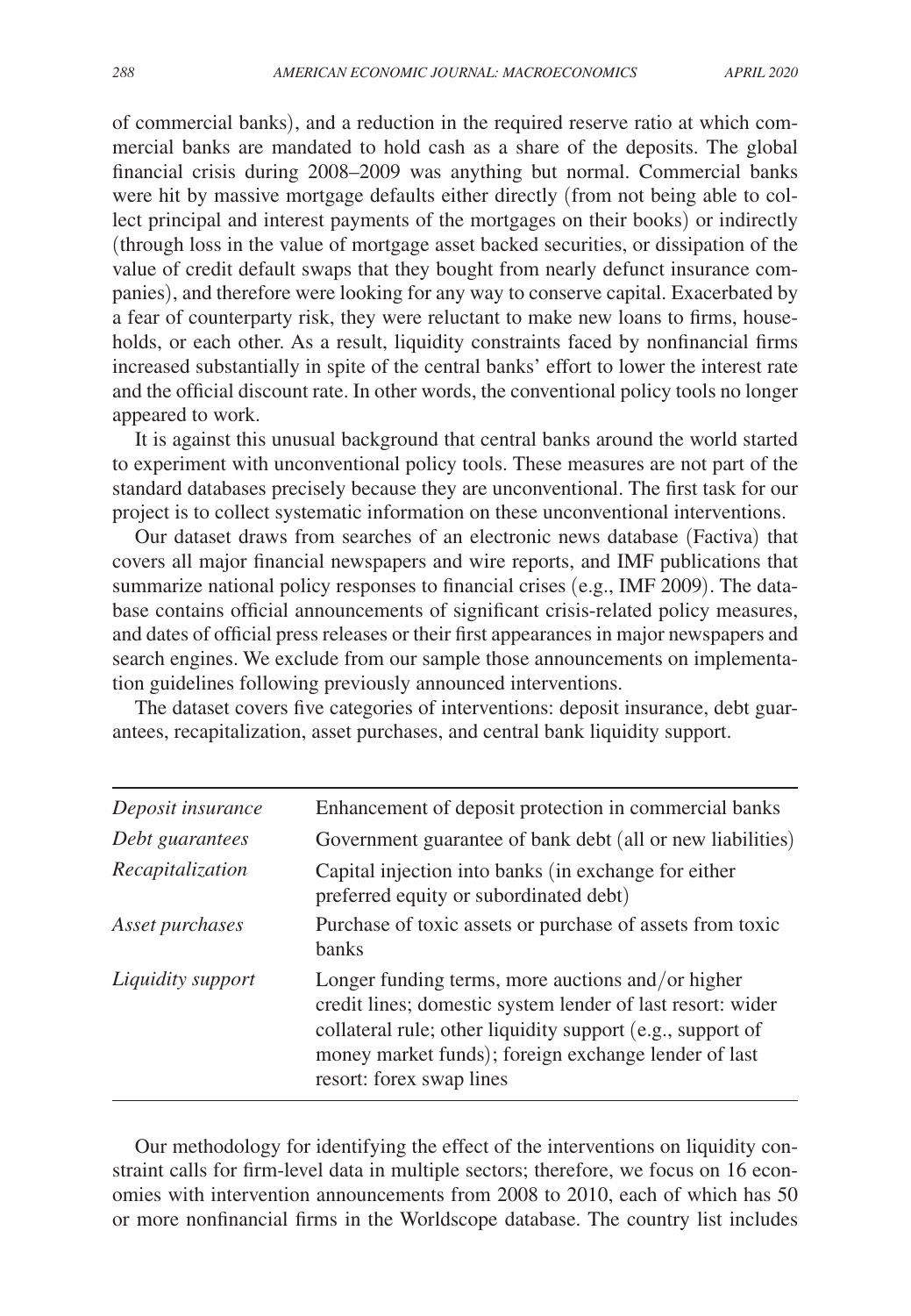of commercial banks), and a reduction in the required reserve ratio at which commercial banks are mandated to hold cash as a share of the deposits. The global financial crisis during 2008–2009 was anything but normal. Commercial banks were hit by massive mortgage defaults either directly (from not being able to collect principal and interest payments of the mortgages on their books) or indirectly (through loss in the value of mortgage asset backed securities, or dissipation of the value of credit default swaps that they bought from nearly defunct insurance companies), and therefore were looking for any way to conserve capital. Exacerbated by a fear of counterparty risk, they were reluctant to make new loans to firms, households, or each other. As a result, liquidity constraints faced by nonfinancial firms increased substantially in spite of the central banks' effort to lower the interest rate and the official discount rate. In other words, the conventional policy tools no longer appeared to work.

It is against this unusual background that central banks around the world started to experiment with unconventional policy tools. These measures are not part of the standard databases precisely because they are unconventional. The first task for our project is to collect systematic information on these unconventional interventions.

Our dataset draws from searches of an electronic news database (Factiva) that covers all major financial newspapers and wire reports, and IMF publications that summarize national policy responses to financial crises (e.g., IMF 2009). The database contains official announcements of significant crisis-related policy measures, and dates of official press releases or their first appearances in major newspapers and search engines. We exclude from our sample those announcements on implementation guidelines following previously announced interventions.

The dataset covers five categories of interventions: deposit insurance, debt guarantees, recapitalization, asset purchases, and central bank liquidity support.

| | |
|---|---|
| *Deposit insurance* | Enhancement of deposit protection in commercial banks |
| *Debt guarantees* | Government guarantee of bank debt (all or new liabilities) |
| *Recapitalization* | Capital injection into banks (in exchange for either preferred equity or subordinated debt) |
| *Asset purchases* | Purchase of toxic assets or purchase of assets from toxic banks |
| *Liquidity support* | Longer funding terms, more auctions and/or higher credit lines; domestic system lender of last resort: wider collateral rule; other liquidity support (e.g., support of money market funds); foreign exchange lender of last resort: forex swap lines |

Our methodology for identifying the effect of the interventions on liquidity constraint calls for firm-level data in multiple sectors; therefore, we focus on 16 economies with intervention announcements from 2008 to 2010, each of which has 50 or more nonfinancial firms in the Worldscope database. The country list includes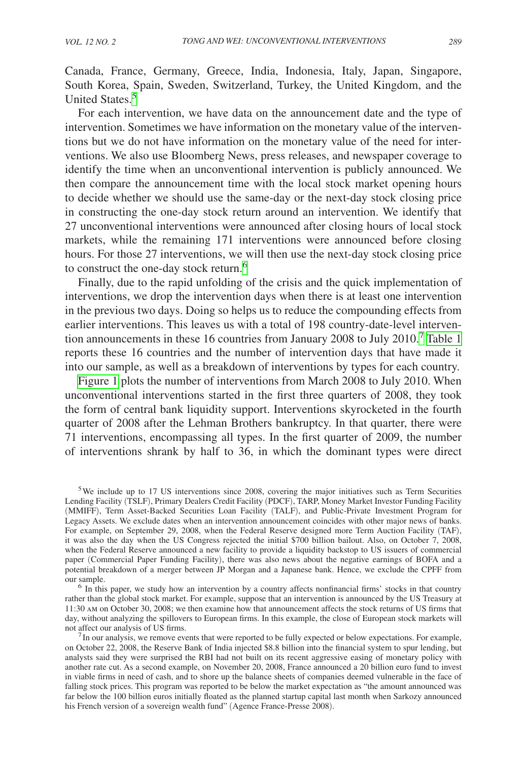Canada, France, Germany, Greece, India, Indonesia, Italy, Japan, Singapore, South Korea, Spain, Sweden, Switzerland, Turkey, the United Kingdom, and the United States.[5]

For each intervention, we have data on the announcement date and the type of intervention. Sometimes we have information on the monetary value of the interventions but we do not have information on the monetary value of the need for interventions. We also use Bloomberg News, press releases, and newspaper coverage to identify the time when an unconventional intervention is publicly announced. We then compare the announcement time with the local stock market opening hours to decide whether we should use the same-day or the next-day stock closing price in constructing the one-day stock return around an intervention. We identify that 27 unconventional interventions were announced after closing hours of local stock markets, while the remaining 171 interventions were announced before closing hours. For those 27 interventions, we will then use the next-day stock closing price to construct the one-day stock return.[6]

Finally, due to the rapid unfolding of the crisis and the quick implementation of interventions, we drop the intervention days when there is at least one intervention in the previous two days. Doing so helps us to reduce the compounding effects from earlier interventions. This leaves us with a total of 198 country-date-level intervention announcements in these 16 countries from January 2008 to July 2010.[7] Table 1 reports these 16 countries and the number of intervention days that have made it into our sample, as well as a breakdown of interventions by types for each country.

Figure 1 plots the number of interventions from March 2008 to July 2010. When unconventional interventions started in the first three quarters of 2008, they took the form of central bank liquidity support. Interventions skyrocketed in the fourth quarter of 2008 after the Lehman Brothers bankruptcy. In that quarter, there were 71 interventions, encompassing all types. In the first quarter of 2009, the number of interventions shrank by half to 36, in which the dominant types were direct

[5] We include up to 17 US interventions since 2008, covering the major initiatives such as Term Securities Lending Facility (TSLF), Primary Dealers Credit Facility (PDCF), TARP, Money Market Investor Funding Facility (MMIFF), Term Asset-Backed Securities Loan Facility (TALF), and Public-Private Investment Program for Legacy Assets. We exclude dates when an intervention announcement coincides with other major news of banks. For example, on September 29, 2008, when the Federal Reserve designed more Term Auction Facility (TAF), it was also the day when the US Congress rejected the initial \$700 billion bailout. Also, on October 7, 2008, when the Federal Reserve announced a new facility to provide a liquidity backstop to US issuers of commercial paper (Commercial Paper Funding Facility), there was also news about the negative earnings of BOFA and a potential breakdown of a merger between JP Morgan and a Japanese bank. Hence, we exclude the CPFF from our sample.

[6] In this paper, we study how an intervention by a country affects nonfinancial firms' stocks in that country rather than the global stock market. For example, suppose that an intervention is announced by the US Treasury at 11:30 AM on October 30, 2008; we then examine how that announcement affects the stock returns of US firms that day, without analyzing the spillovers to European firms. In this example, the close of European stock markets will not affect our analysis of US firms.

[7] In our analysis, we remove events that were reported to be fully expected or below expectations. For example, on October 22, 2008, the Reserve Bank of India injected \$8.8 billion into the financial system to spur lending, but analysts said they were surprised the RBI had not built on its recent aggressive easing of monetary policy with another rate cut. As a second example, on November 20, 2008, France announced a 20 billion euro fund to invest in viable firms in need of cash, and to shore up the balance sheets of companies deemed vulnerable in the face of falling stock prices. This program was reported to be below the market expectation as "the amount announced was far below the 100 billion euros initially floated as the planned startup capital last month when Sarkozy announced his French version of a sovereign wealth fund" (Agence France-Presse 2008).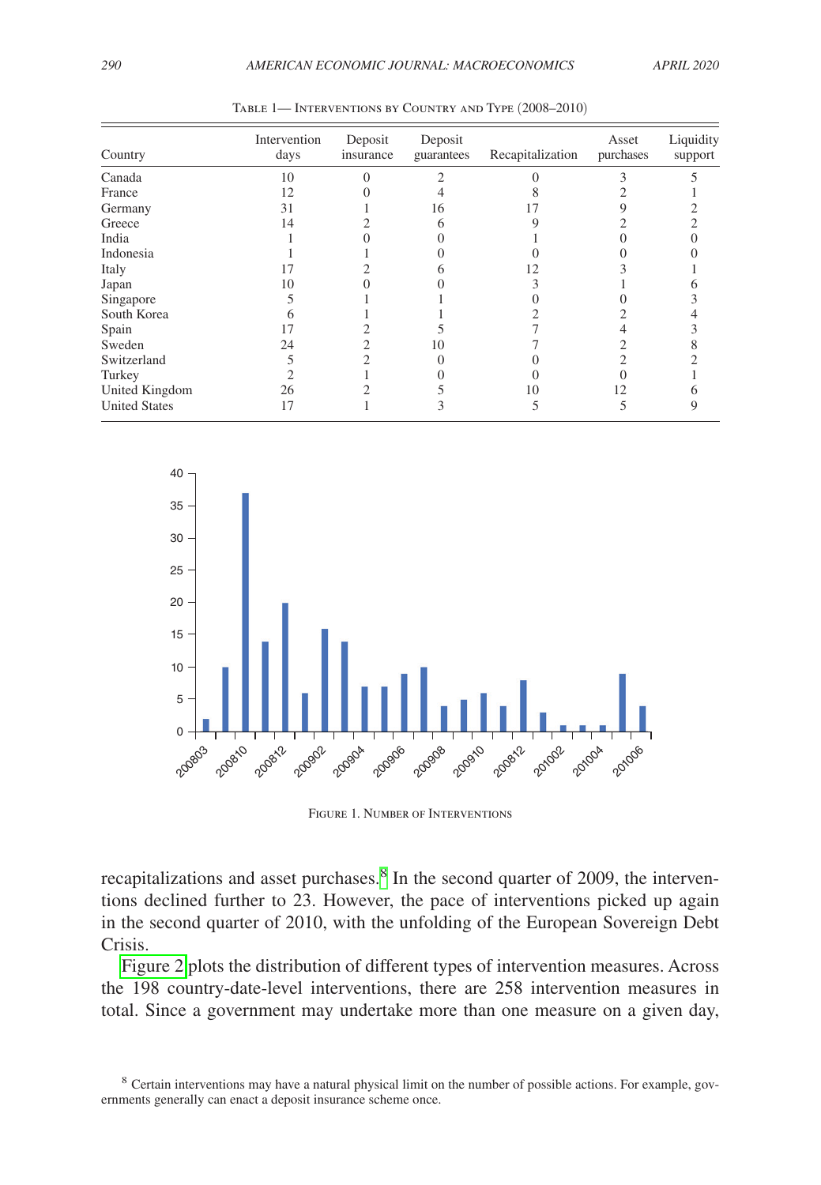Table 1— Interventions by Country and Type (2008–2010)

| Country | Intervention days | Deposit insurance | Deposit guarantees | Recapitalization | Asset purchases | Liquidity support |
|---|---|---|---|---|---|---|
| Canada | 10 | 0 | 2 | 0 | 3 | 5 |
| France | 12 | 0 | 4 | 8 | 2 | 1 |
| Germany | 31 | 1 | 16 | 17 | 9 | 2 |
| Greece | 14 | 2 | 6 | 9 | 2 | 2 |
| India | 1 | 0 | 0 | 1 | 0 | 0 |
| Indonesia | 1 | 1 | 0 | 0 | 0 | 0 |
| Italy | 17 | 2 | 6 | 12 | 3 | 1 |
| Japan | 10 | 0 | 0 | 3 | 1 | 6 |
| Singapore | 5 | 1 | 1 | 0 | 0 | 3 |
| South Korea | 6 | 1 | 1 | 2 | 2 | 4 |
| Spain | 17 | 2 | 5 | 7 | 4 | 3 |
| Sweden | 24 | 2 | 10 | 7 | 2 | 8 |
| Switzerland | 5 | 2 | 0 | 0 | 2 | 2 |
| Turkey | 2 | 1 | 0 | 0 | 0 | 1 |
| United Kingdom | 26 | 2 | 5 | 10 | 12 | 6 |
| United States | 17 | 1 | 3 | 5 | 5 | 9 |

Figure 1. Number of Interventions

recapitalizations and asset purchases.[8] In the second quarter of 2009, the interventions declined further to 23. However, the pace of interventions picked up again in the second quarter of 2010, with the unfolding of the European Sovereign Debt Crisis.

Figure 2 plots the distribution of different types of intervention measures. Across the 198 country-date-level interventions, there are 258 intervention measures in total. Since a government may undertake more than one measure on a given day,

[8] Certain interventions may have a natural physical limit on the number of possible actions. For example, governments generally can enact a deposit insurance scheme once.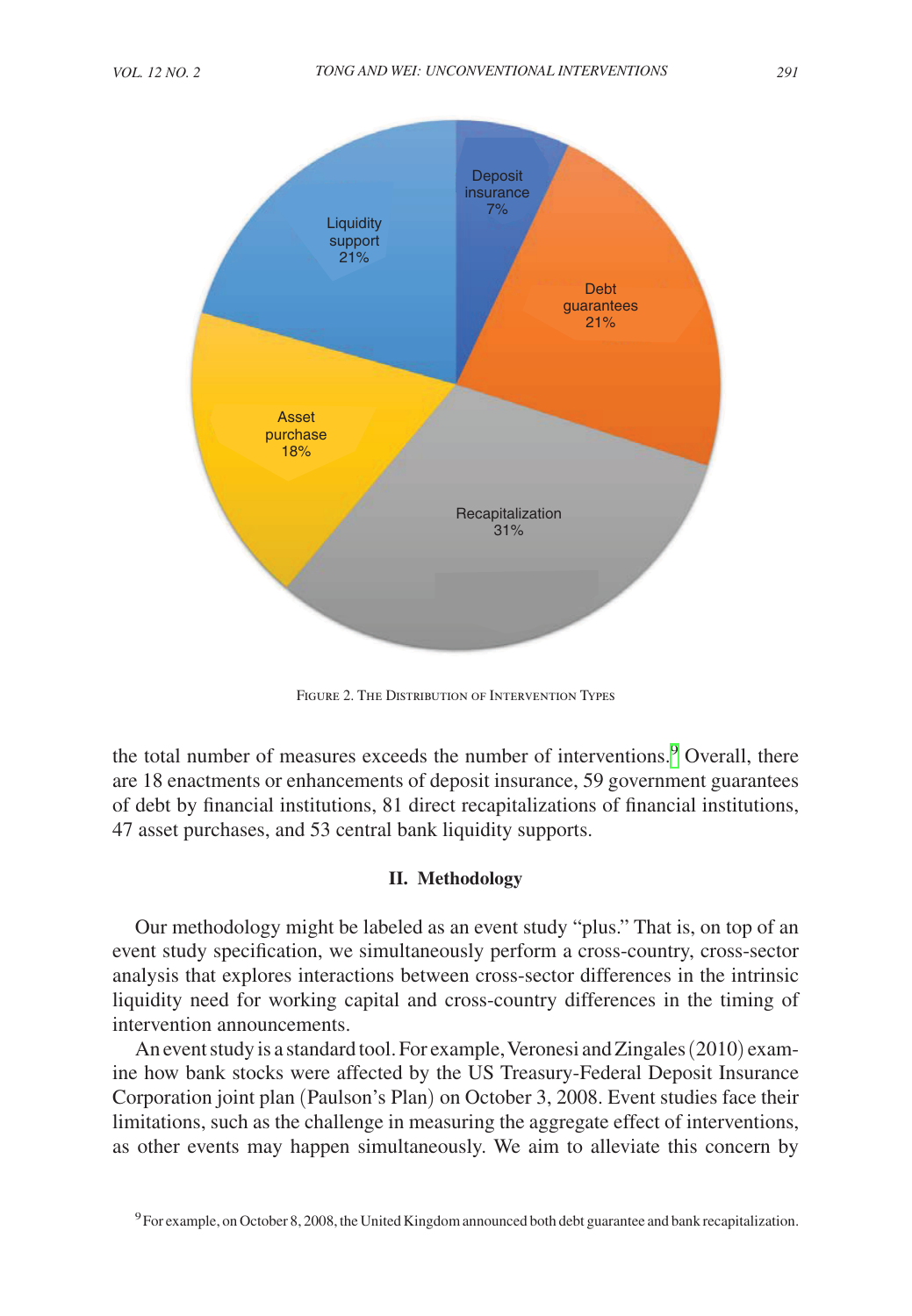Figure 2. The Distribution of Intervention Types

the total number of measures exceeds the number of interventions.[9] Overall, there are 18 enactments or enhancements of deposit insurance, 59 government guarantees of debt by financial institutions, 81 direct recapitalizations of financial institutions, 47 asset purchases, and 53 central bank liquidity supports.

## II. Methodology

Our methodology might be labeled as an event study "plus." That is, on top of an event study specification, we simultaneously perform a cross-country, cross-sector analysis that explores interactions between cross-sector differences in the intrinsic liquidity need for working capital and cross-country differences in the timing of intervention announcements.

An event study is a standard tool. For example, Veronesi and Zingales (2010) examine how bank stocks were affected by the US Treasury-Federal Deposit Insurance Corporation joint plan (Paulson's Plan) on October 3, 2008. Event studies face their limitations, such as the challenge in measuring the aggregate effect of interventions, as other events may happen simultaneously. We aim to alleviate this concern by

[9] For example, on October 8, 2008, the United Kingdom announced both debt guarantee and bank recapitalization.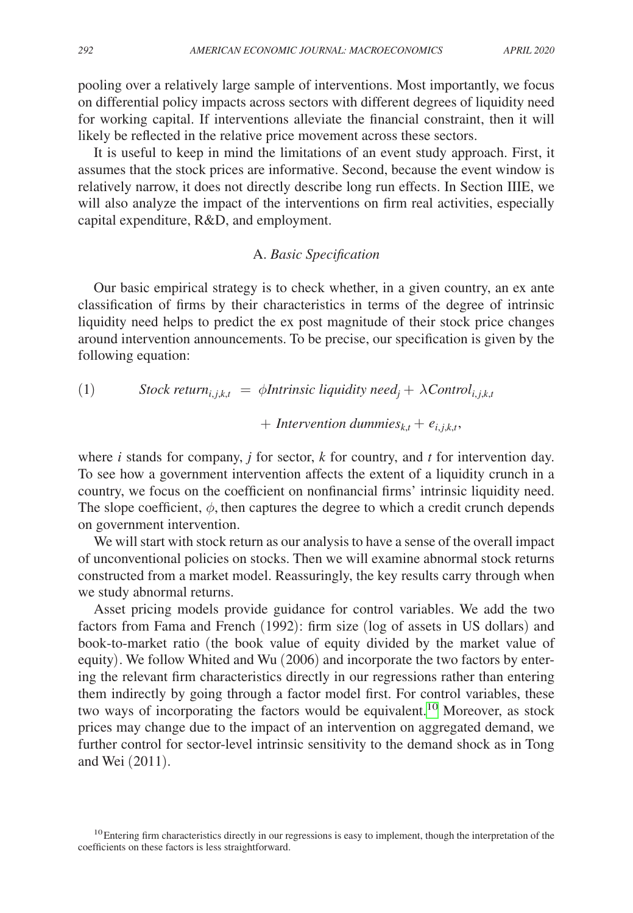pooling over a relatively large sample of interventions. Most importantly, we focus on differential policy impacts across sectors with different degrees of liquidity need for working capital. If interventions alleviate the financial constraint, then it will likely be reflected in the relative price movement across these sectors.

It is useful to keep in mind the limitations of an event study approach. First, it assumes that the stock prices are informative. Second, because the event window is relatively narrow, it does not directly describe long run effects. In Section IIIE, we will also analyze the impact of the interventions on firm real activities, especially capital expenditure, R&D, and employment.

## A. *Basic Specification*

Our basic empirical strategy is to check whether, in a given country, an ex ante classification of firms by their characteristics in terms of the degree of intrinsic liquidity need helps to predict the ex post magnitude of their stock price changes around intervention announcements. To be precise, our specification is given by the following equation:

$$(1) \qquad \textit{Stock return}_{i,j,k,t} \;=\; \phi \textit{Intrinsic liquidity need}_j + \lambda \textit{Control}_{i,j,k,t} + \textit{Intervention dummies}_{k,t} + e_{i,j,k,t},$$

where $i$ stands for company, $j$ for sector, $k$ for country, and $t$ for intervention day. To see how a government intervention affects the extent of a liquidity crunch in a country, we focus on the coefficient on nonfinancial firms' intrinsic liquidity need. The slope coefficient, $\phi$, then captures the degree to which a credit crunch depends on government intervention.

We will start with stock return as our analysis to have a sense of the overall impact of unconventional policies on stocks. Then we will examine abnormal stock returns constructed from a market model. Reassuringly, the key results carry through when we study abnormal returns.

Asset pricing models provide guidance for control variables. We add the two factors from Fama and French (1992): firm size (log of assets in US dollars) and book-to-market ratio (the book value of equity divided by the market value of equity). We follow Whited and Wu (2006) and incorporate the two factors by entering the relevant firm characteristics directly in our regressions rather than entering them indirectly by going through a factor model first. For control variables, these two ways of incorporating the factors would be equivalent.[10] Moreover, as stock prices may change due to the impact of an intervention on aggregated demand, we further control for sector-level intrinsic sensitivity to the demand shock as in Tong and Wei (2011).

[10] Entering firm characteristics directly in our regressions is easy to implement, though the interpretation of the coefficients on these factors is less straightforward.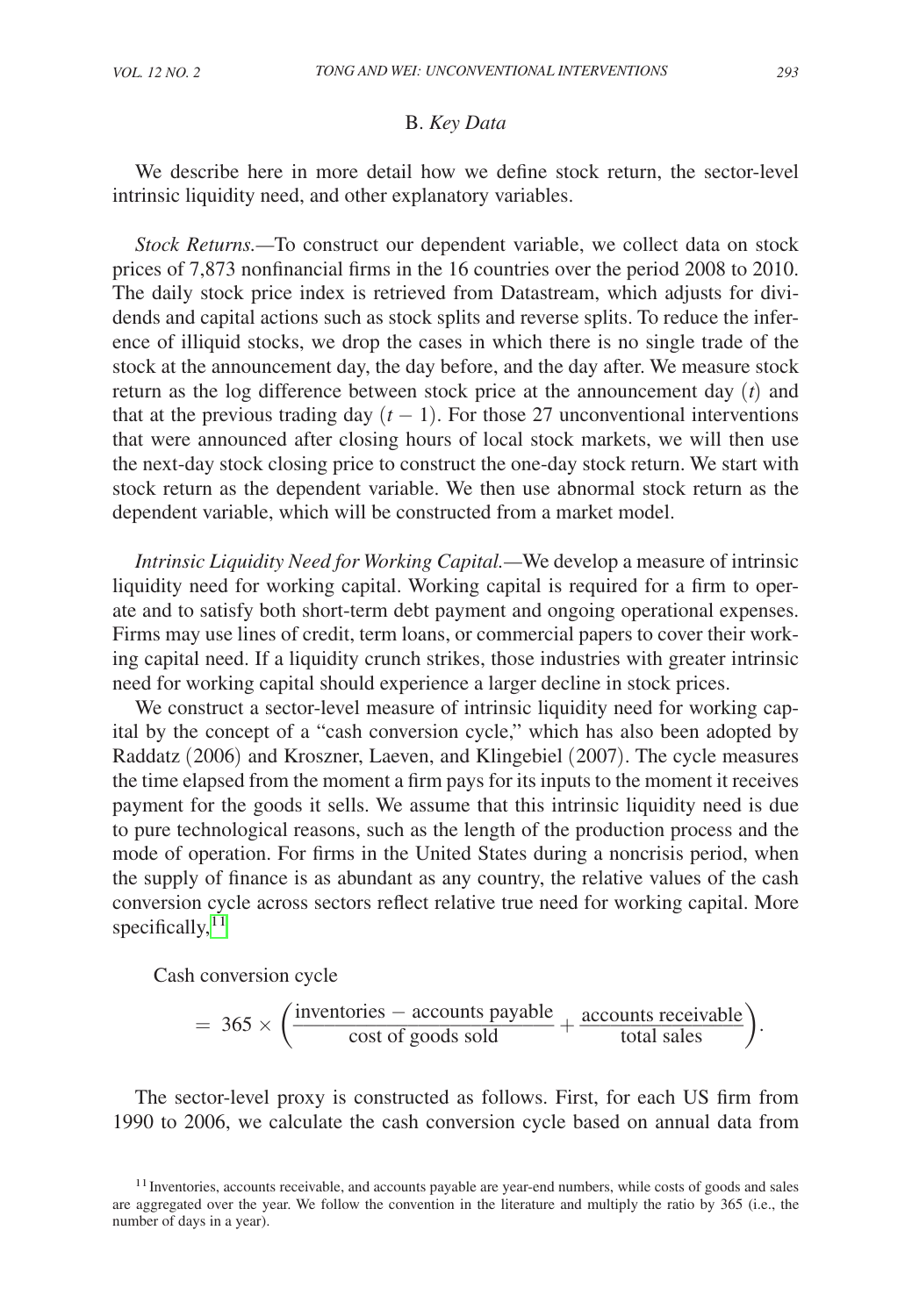### B. *Key Data*

We describe here in more detail how we define stock return, the sector-level intrinsic liquidity need, and other explanatory variables.

*Stock Returns.—*To construct our dependent variable, we collect data on stock prices of 7,873 nonfinancial firms in the 16 countries over the period 2008 to 2010. The daily stock price index is retrieved from Datastream, which adjusts for dividends and capital actions such as stock splits and reverse splits. To reduce the inference of illiquid stocks, we drop the cases in which there is no single trade of the stock at the announcement day, the day before, and the day after. We measure stock return as the log difference between stock price at the announcement day ($t$) and that at the previous trading day ($t - 1$). For those 27 unconventional interventions that were announced after closing hours of local stock markets, we will then use the next-day stock closing price to construct the one-day stock return. We start with stock return as the dependent variable. We then use abnormal stock return as the dependent variable, which will be constructed from a market model.

*Intrinsic Liquidity Need for Working Capital.—*We develop a measure of intrinsic liquidity need for working capital. Working capital is required for a firm to operate and to satisfy both short-term debt payment and ongoing operational expenses. Firms may use lines of credit, term loans, or commercial papers to cover their working capital need. If a liquidity crunch strikes, those industries with greater intrinsic need for working capital should experience a larger decline in stock prices.

We construct a sector-level measure of intrinsic liquidity need for working capital by the concept of a "cash conversion cycle," which has also been adopted by Raddatz (2006) and Kroszner, Laeven, and Klingebiel (2007). The cycle measures the time elapsed from the moment a firm pays for its inputs to the moment it receives payment for the goods it sells. We assume that this intrinsic liquidity need is due to pure technological reasons, such as the length of the production process and the mode of operation. For firms in the United States during a noncrisis period, when the supply of finance is as abundant as any country, the relative values of the cash conversion cycle across sectors reflect relative true need for working capital. More specifically,[11]

$$\text{Cash conversion cycle} = 365 \times \left(\frac{\text{inventories} - \text{accounts payable}}{\text{cost of goods sold}} + \frac{\text{accounts receivable}}{\text{total sales}}\right).$$

The sector-level proxy is constructed as follows. First, for each US firm from 1990 to 2006, we calculate the cash conversion cycle based on annual data from

[11] Inventories, accounts receivable, and accounts payable are year-end numbers, while costs of goods and sales are aggregated over the year. We follow the convention in the literature and multiply the ratio by 365 (i.e., the number of days in a year).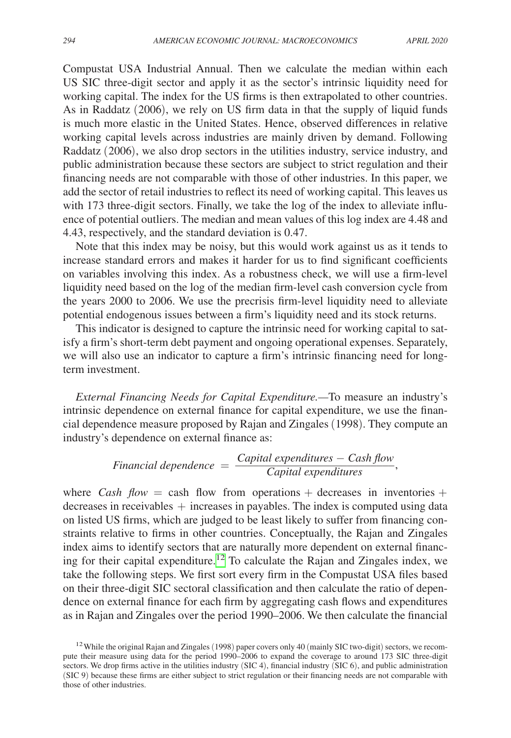Compustat USA Industrial Annual. Then we calculate the median within each US SIC three-digit sector and apply it as the sector's intrinsic liquidity need for working capital. The index for the US firms is then extrapolated to other countries. As in Raddatz (2006), we rely on US firm data in that the supply of liquid funds is much more elastic in the United States. Hence, observed differences in relative working capital levels across industries are mainly driven by demand. Following Raddatz (2006), we also drop sectors in the utilities industry, service industry, and public administration because these sectors are subject to strict regulation and their financing needs are not comparable with those of other industries. In this paper, we add the sector of retail industries to reflect its need of working capital. This leaves us with 173 three-digit sectors. Finally, we take the log of the index to alleviate influence of potential outliers. The median and mean values of this log index are 4.48 and 4.43, respectively, and the standard deviation is 0.47.

Note that this index may be noisy, but this would work against us as it tends to increase standard errors and makes it harder for us to find significant coefficients on variables involving this index. As a robustness check, we will use a firm-level liquidity need based on the log of the median firm-level cash conversion cycle from the years 2000 to 2006. We use the precrisis firm-level liquidity need to alleviate potential endogenous issues between a firm's liquidity need and its stock returns.

This indicator is designed to capture the intrinsic need for working capital to satisfy a firm's short-term debt payment and ongoing operational expenses. Separately, we will also use an indicator to capture a firm's intrinsic financing need for long-term investment.

*External Financing Needs for Capital Expenditure.*—To measure an industry's intrinsic dependence on external finance for capital expenditure, we use the financial dependence measure proposed by Rajan and Zingales (1998). They compute an industry's dependence on external finance as:

$$\textit{Financial dependence} \ = \ \frac{\textit{Capital expenditures} - \textit{Cash flow}}{\textit{Capital expenditures}},$$

where *Cash flow* = cash flow from operations + decreases in inventories + decreases in receivables + increases in payables. The index is computed using data on listed US firms, which are judged to be least likely to suffer from financing constraints relative to firms in other countries. Conceptually, the Rajan and Zingales index aims to identify sectors that are naturally more dependent on external financing for their capital expenditure.[12] To calculate the Rajan and Zingales index, we take the following steps. We first sort every firm in the Compustat USA files based on their three-digit SIC sectoral classification and then calculate the ratio of dependence on external finance for each firm by aggregating cash flows and expenditures as in Rajan and Zingales over the period 1990–2006. We then calculate the financial

[12] While the original Rajan and Zingales (1998) paper covers only 40 (mainly SIC two-digit) sectors, we recompute their measure using data for the period 1990–2006 to expand the coverage to around 173 SIC three-digit sectors. We drop firms active in the utilities industry (SIC 4), financial industry (SIC 6), and public administration (SIC 9) because these firms are either subject to strict regulation or their financing needs are not comparable with those of other industries.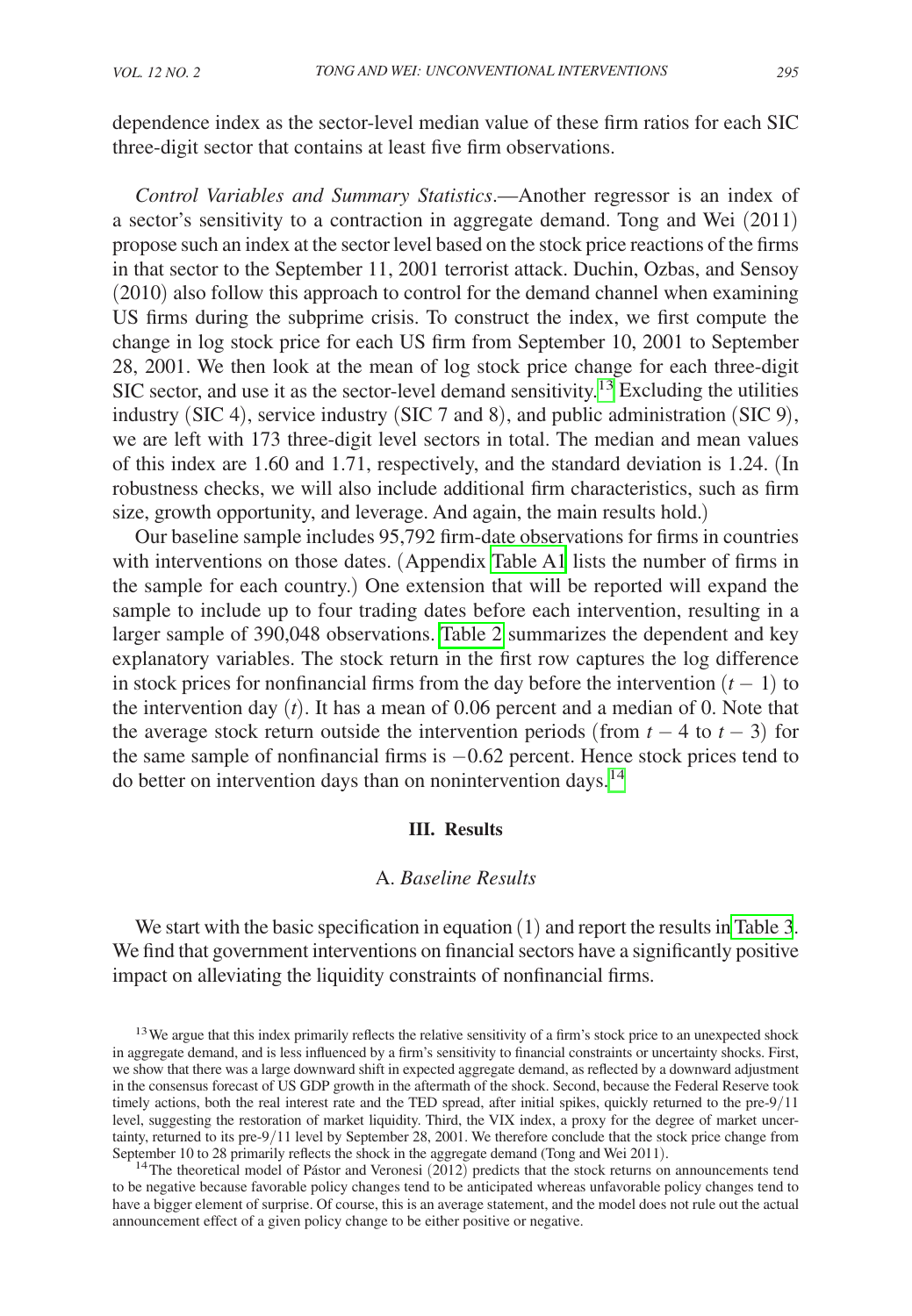dependence index as the sector-level median value of these firm ratios for each SIC three-digit sector that contains at least five firm observations.

*Control Variables and Summary Statistics*.—Another regressor is an index of a sector's sensitivity to a contraction in aggregate demand. Tong and Wei (2011) propose such an index at the sector level based on the stock price reactions of the firms in that sector to the September 11, 2001 terrorist attack. Duchin, Ozbas, and Sensoy (2010) also follow this approach to control for the demand channel when examining US firms during the subprime crisis. To construct the index, we first compute the change in log stock price for each US firm from September 10, 2001 to September 28, 2001. We then look at the mean of log stock price change for each three-digit SIC sector, and use it as the sector-level demand sensitivity.[13] Excluding the utilities industry (SIC 4), service industry (SIC 7 and 8), and public administration (SIC 9), we are left with 173 three-digit level sectors in total. The median and mean values of this index are 1.60 and 1.71, respectively, and the standard deviation is 1.24. (In robustness checks, we will also include additional firm characteristics, such as firm size, growth opportunity, and leverage. And again, the main results hold.)

Our baseline sample includes 95,792 firm-date observations for firms in countries with interventions on those dates. (Appendix Table A1 lists the number of firms in the sample for each country.) One extension that will be reported will expand the sample to include up to four trading dates before each intervention, resulting in a larger sample of 390,048 observations. Table 2 summarizes the dependent and key explanatory variables. The stock return in the first row captures the log difference in stock prices for nonfinancial firms from the day before the intervention $(t - 1)$ to the intervention day $(t)$. It has a mean of 0.06 percent and a median of 0. Note that the average stock return outside the intervention periods (from $t - 4$ to $t - 3$) for the same sample of nonfinancial firms is $-0.62$ percent. Hence stock prices tend to do better on intervention days than on nonintervention days.[14]

## III. Results

### A. *Baseline Results*

We start with the basic specification in equation (1) and report the results in Table 3. We find that government interventions on financial sectors have a significantly positive impact on alleviating the liquidity constraints of nonfinancial firms.

[13] We argue that this index primarily reflects the relative sensitivity of a firm's stock price to an unexpected shock in aggregate demand, and is less influenced by a firm's sensitivity to financial constraints or uncertainty shocks. First, we show that there was a large downward shift in expected aggregate demand, as reflected by a downward adjustment in the consensus forecast of US GDP growth in the aftermath of the shock. Second, because the Federal Reserve took timely actions, both the real interest rate and the TED spread, after initial spikes, quickly returned to the pre-9/11 level, suggesting the restoration of market liquidity. Third, the VIX index, a proxy for the degree of market uncertainty, returned to its pre-9/11 level by September 28, 2001. We therefore conclude that the stock price change from September 10 to 28 primarily reflects the shock in the aggregate demand (Tong and Wei 2011).

[14] The theoretical model of Pástor and Veronesi (2012) predicts that the stock returns on announcements tend to be negative because favorable policy changes tend to be anticipated whereas unfavorable policy changes tend to have a bigger element of surprise. Of course, this is an average statement, and the model does not rule out the actual announcement effect of a given policy change to be either positive or negative.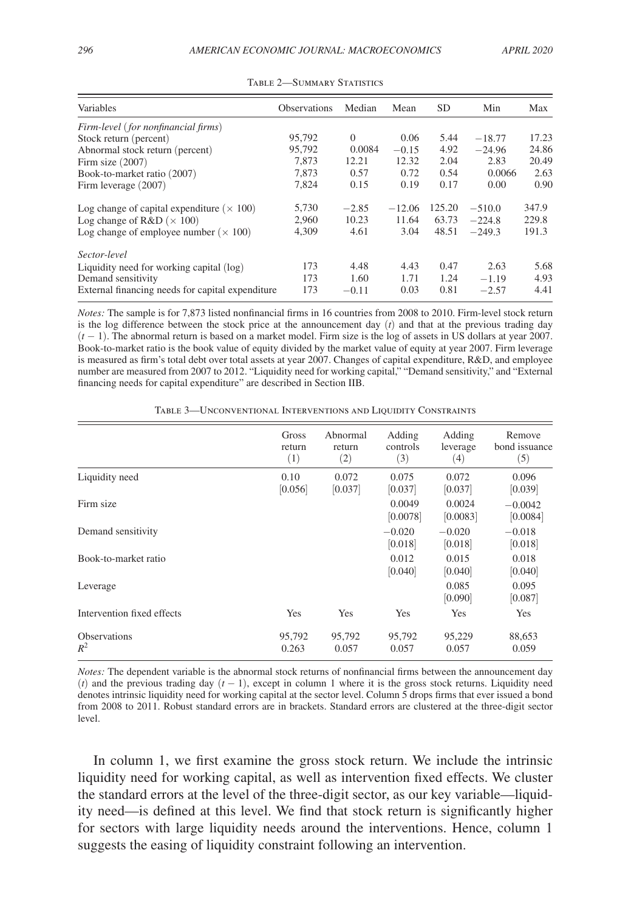Table 2—Summary Statistics

| Variables | Observations | Median | Mean | SD | Min | Max |
|---|---|---|---|---|---|---|
| *Firm-level (for nonfinancial firms)* | | | | | | |
| Stock return (percent) | 95,792 | 0 | 0.06 | 5.44 | −18.77 | 17.23 |
| Abnormal stock return (percent) | 95,792 | 0.0084 | −0.15 | 4.92 | −24.96 | 24.86 |
| Firm size (2007) | 7,873 | 12.21 | 12.32 | 2.04 | 2.83 | 20.49 |
| Book-to-market ratio (2007) | 7,873 | 0.57 | 0.72 | 0.54 | 0.0066 | 2.63 |
| Firm leverage (2007) | 7,824 | 0.15 | 0.19 | 0.17 | 0.00 | 0.90 |
| Log change of capital expenditure ($\times$ 100) | 5,730 | −2.85 | −12.06 | 125.20 | −510.0 | 347.9 |
| Log change of R&D ($\times$ 100) | 2,960 | 10.23 | 11.64 | 63.73 | −224.8 | 229.8 |
| Log change of employee number ($\times$ 100) | 4,309 | 4.61 | 3.04 | 48.51 | −249.3 | 191.3 |
| *Sector-level* | | | | | | |
| Liquidity need for working capital (log) | 173 | 4.48 | 4.43 | 0.47 | 2.63 | 5.68 |
| Demand sensitivity | 173 | 1.60 | 1.71 | 1.24 | −1.19 | 4.93 |
| External financing needs for capital expenditure | 173 | −0.11 | 0.03 | 0.81 | −2.57 | 4.41 |

*Notes:* The sample is for 7,873 listed nonfinancial firms in 16 countries from 2008 to 2010. Firm-level stock return is the log difference between the stock price at the announcement day ($t$) and that at the previous trading day ($t-1$). The abnormal return is based on a market model. Firm size is the log of assets in US dollars at year 2007. Book-to-market ratio is the book value of equity divided by the market value of equity at year 2007. Firm leverage is measured as firm's total debt over total assets at year 2007. Changes of capital expenditure, R&D, and employee number are measured from 2007 to 2012. "Liquidity need for working capital," "Demand sensitivity," and "External financing needs for capital expenditure" are described in Section IIB.

Table 3—Unconventional Interventions and Liquidity Constraints

| | Gross return (1) | Abnormal return (2) | Adding controls (3) | Adding leverage (4) | Remove bond issuance (5) |
|---|---|---|---|---|---|
| Liquidity need | 0.10 | 0.072 | 0.075 | 0.072 | 0.096 |
| | [0.056] | [0.037] | [0.037] | [0.037] | [0.039] |
| Firm size | | | 0.0049 | 0.0024 | −0.0042 |
| | | | [0.0078] | [0.0083] | [0.0084] |
| Demand sensitivity | | | −0.020 | −0.020 | −0.018 |
| | | | [0.018] | [0.018] | [0.018] |
| Book-to-market ratio | | | 0.012 | 0.015 | 0.018 |
| | | | [0.040] | [0.040] | [0.040] |
| Leverage | | | | 0.085 | 0.095 |
| | | | | [0.090] | [0.087] |
| Intervention fixed effects | Yes | Yes | Yes | Yes | Yes |
| Observations | 95,792 | 95,792 | 95,792 | 95,229 | 88,653 |
| $R^2$ | 0.263 | 0.057 | 0.057 | 0.057 | 0.059 |

*Notes:* The dependent variable is the abnormal stock returns of nonfinancial firms between the announcement day ($t$) and the previous trading day ($t-1$), except in column 1 where it is the gross stock returns. Liquidity need denotes intrinsic liquidity need for working capital at the sector level. Column 5 drops firms that ever issued a bond from 2008 to 2011. Robust standard errors are in brackets. Standard errors are clustered at the three-digit sector level.

In column 1, we first examine the gross stock return. We include the intrinsic liquidity need for working capital, as well as intervention fixed effects. We cluster the standard errors at the level of the three-digit sector, as our key variable—liquidity need—is defined at this level. We find that stock return is significantly higher for sectors with large liquidity needs around the interventions. Hence, column 1 suggests the easing of liquidity constraint following an intervention.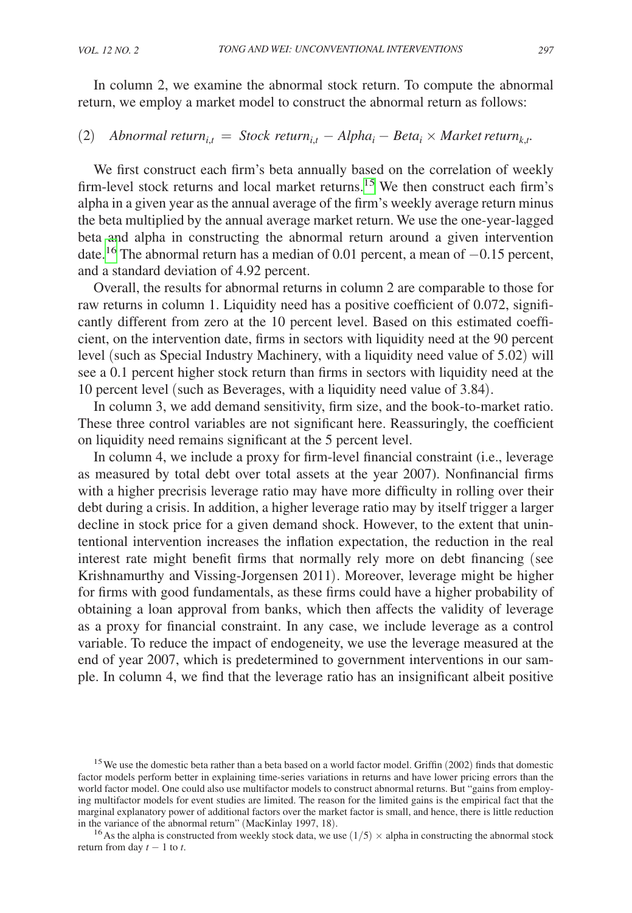In column 2, we examine the abnormal stock return. To compute the abnormal return, we employ a market model to construct the abnormal return as follows:

$$(2) \quad \textit{Abnormal return}_{i,t} = \textit{Stock return}_{i,t} - \textit{Alpha}_i - \textit{Beta}_i \times \textit{Market return}_{k,t}.$$

We first construct each firm's beta annually based on the correlation of weekly firm-level stock returns and local market returns.[15] We then construct each firm's alpha in a given year as the annual average of the firm's weekly average return minus the beta multiplied by the annual average market return. We use the one-year-lagged beta and alpha in constructing the abnormal return around a given intervention date.[16] The abnormal return has a median of 0.01 percent, a mean of −0.15 percent, and a standard deviation of 4.92 percent.

Overall, the results for abnormal returns in column 2 are comparable to those for raw returns in column 1. Liquidity need has a positive coefficient of 0.072, significantly different from zero at the 10 percent level. Based on this estimated coefficient, on the intervention date, firms in sectors with liquidity need at the 90 percent level (such as Special Industry Machinery, with a liquidity need value of 5.02) will see a 0.1 percent higher stock return than firms in sectors with liquidity need at the 10 percent level (such as Beverages, with a liquidity need value of 3.84).

In column 3, we add demand sensitivity, firm size, and the book-to-market ratio. These three control variables are not significant here. Reassuringly, the coefficient on liquidity need remains significant at the 5 percent level.

In column 4, we include a proxy for firm-level financial constraint (i.e., leverage as measured by total debt over total assets at the year 2007). Nonfinancial firms with a higher precrisis leverage ratio may have more difficulty in rolling over their debt during a crisis. In addition, a higher leverage ratio may by itself trigger a larger decline in stock price for a given demand shock. However, to the extent that unintentional intervention increases the inflation expectation, the reduction in the real interest rate might benefit firms that normally rely more on debt financing (see Krishnamurthy and Vissing-Jorgensen 2011). Moreover, leverage might be higher for firms with good fundamentals, as these firms could have a higher probability of obtaining a loan approval from banks, which then affects the validity of leverage as a proxy for financial constraint. In any case, we include leverage as a control variable. To reduce the impact of endogeneity, we use the leverage measured at the end of year 2007, which is predetermined to government interventions in our sample. In column 4, we find that the leverage ratio has an insignificant albeit positive

[15] We use the domestic beta rather than a beta based on a world factor model. Griffin (2002) finds that domestic factor models perform better in explaining time-series variations in returns and have lower pricing errors than the world factor model. One could also use multifactor models to construct abnormal returns. But "gains from employing multifactor models for event studies are limited. The reason for the limited gains is the empirical fact that the marginal explanatory power of additional factors over the market factor is small, and hence, there is little reduction in the variance of the abnormal return" (MacKinlay 1997, 18).

[16] As the alpha is constructed from weekly stock data, we use $(1/5) \times$ alpha in constructing the abnormal stock return from day $t-1$ to $t$.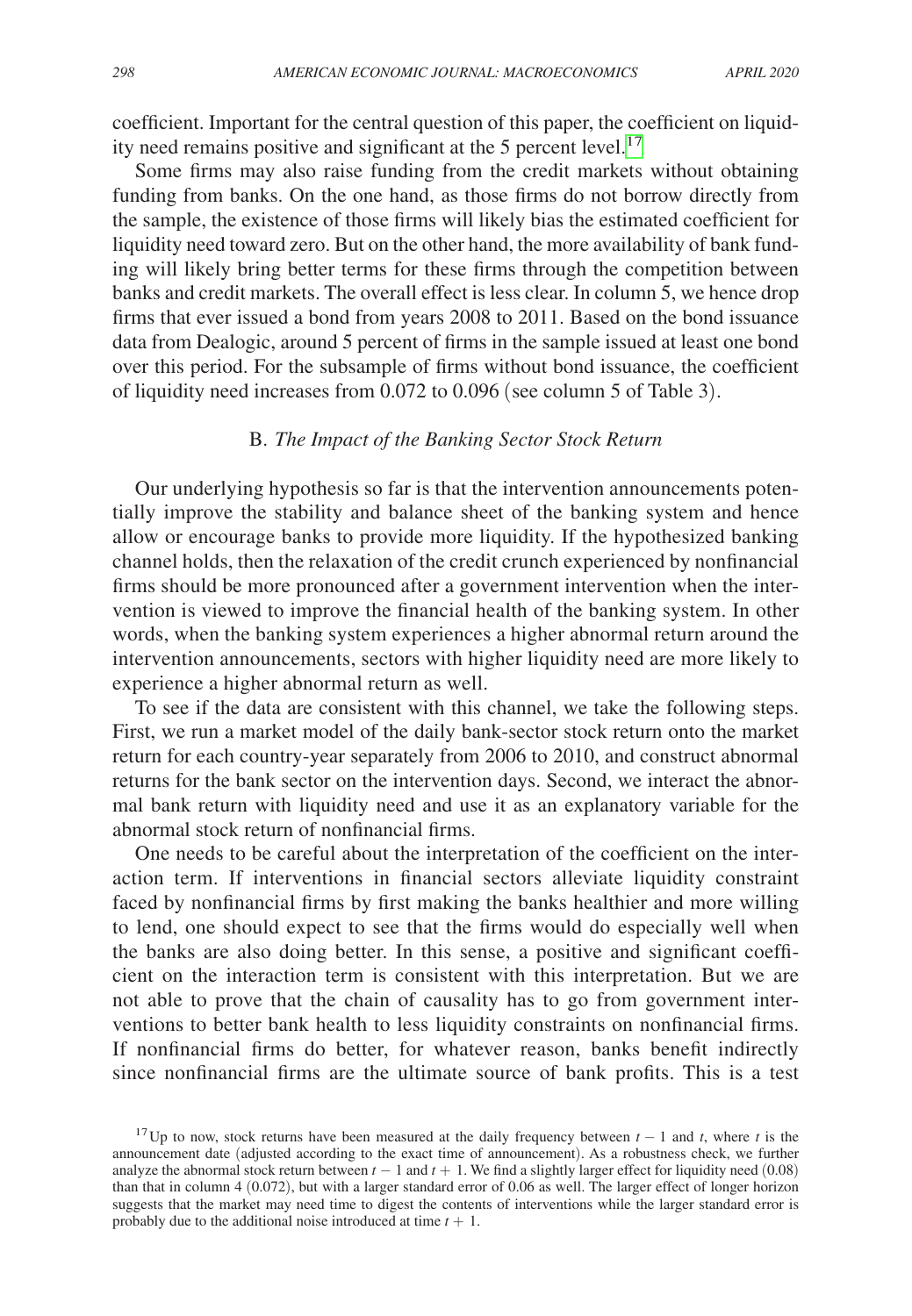coefficient. Important for the central question of this paper, the coefficient on liquidity need remains positive and significant at the 5 percent level.[17]

Some firms may also raise funding from the credit markets without obtaining funding from banks. On the one hand, as those firms do not borrow directly from the sample, the existence of those firms will likely bias the estimated coefficient for liquidity need toward zero. But on the other hand, the more availability of bank funding will likely bring better terms for these firms through the competition between banks and credit markets. The overall effect is less clear. In column 5, we hence drop firms that ever issued a bond from years 2008 to 2011. Based on the bond issuance data from Dealogic, around 5 percent of firms in the sample issued at least one bond over this period. For the subsample of firms without bond issuance, the coefficient of liquidity need increases from 0.072 to 0.096 (see column 5 of Table 3).

### B. *The Impact of the Banking Sector Stock Return*

Our underlying hypothesis so far is that the intervention announcements potentially improve the stability and balance sheet of the banking system and hence allow or encourage banks to provide more liquidity. If the hypothesized banking channel holds, then the relaxation of the credit crunch experienced by nonfinancial firms should be more pronounced after a government intervention when the intervention is viewed to improve the financial health of the banking system. In other words, when the banking system experiences a higher abnormal return around the intervention announcements, sectors with higher liquidity need are more likely to experience a higher abnormal return as well.

To see if the data are consistent with this channel, we take the following steps. First, we run a market model of the daily bank-sector stock return onto the market return for each country-year separately from 2006 to 2010, and construct abnormal returns for the bank sector on the intervention days. Second, we interact the abnormal bank return with liquidity need and use it as an explanatory variable for the abnormal stock return of nonfinancial firms.

One needs to be careful about the interpretation of the coefficient on the interaction term. If interventions in financial sectors alleviate liquidity constraint faced by nonfinancial firms by first making the banks healthier and more willing to lend, one should expect to see that the firms would do especially well when the banks are also doing better. In this sense, a positive and significant coefficient on the interaction term is consistent with this interpretation. But we are not able to prove that the chain of causality has to go from government interventions to better bank health to less liquidity constraints on nonfinancial firms. If nonfinancial firms do better, for whatever reason, banks benefit indirectly since nonfinancial firms are the ultimate source of bank profits. This is a test

[17] Up to now, stock returns have been measured at the daily frequency between $t-1$ and $t$, where $t$ is the announcement date (adjusted according to the exact time of announcement). As a robustness check, we further analyze the abnormal stock return between $t-1$ and $t+1$. We find a slightly larger effect for liquidity need (0.08) than that in column 4 (0.072), but with a larger standard error of 0.06 as well. The larger effect of longer horizon suggests that the market may need time to digest the contents of interventions while the larger standard error is probably due to the additional noise introduced at time $t+1$.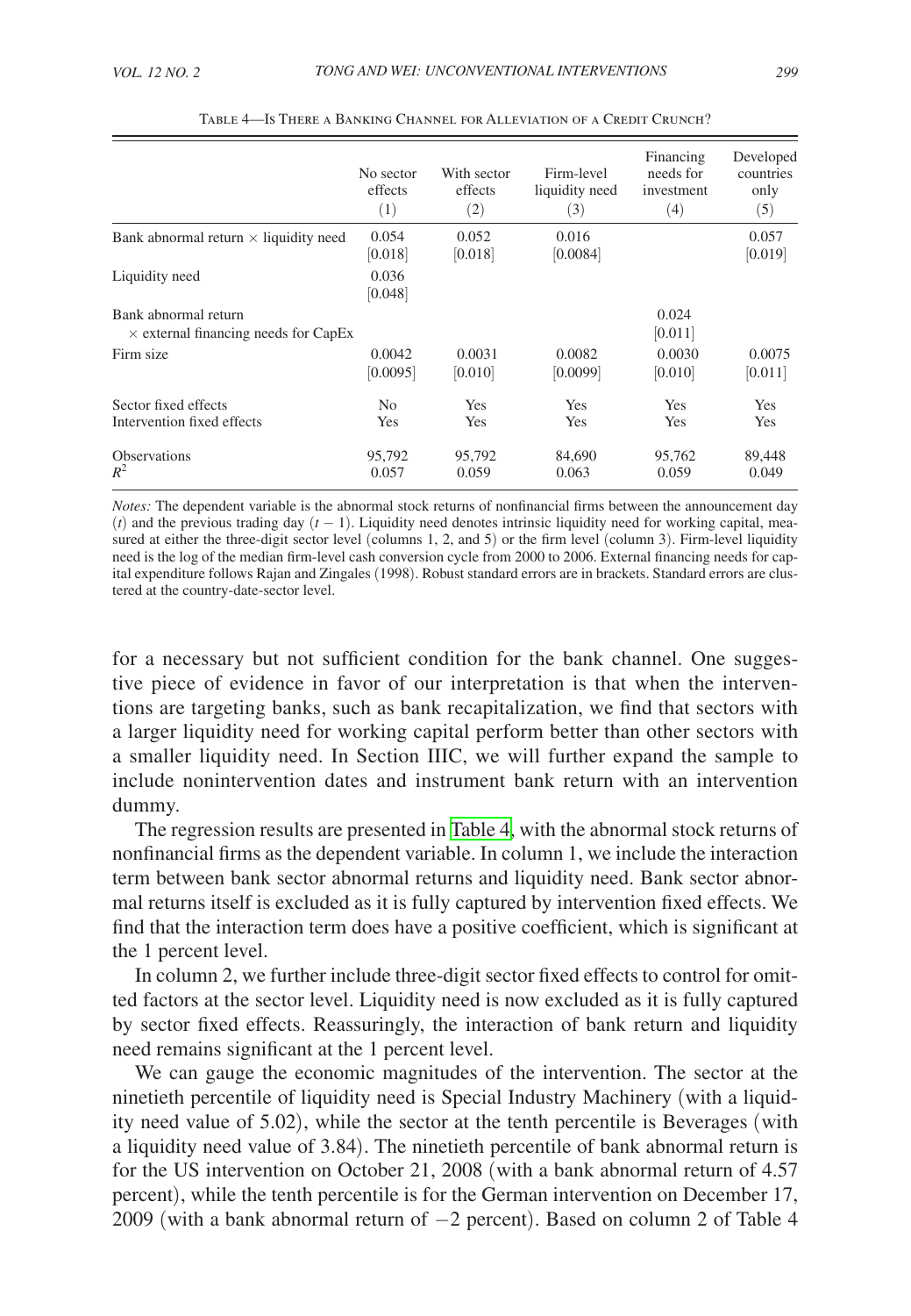Table 4—Is There a Banking Channel for Alleviation of a Credit Crunch?

| | No sector effects (1) | With sector effects (2) | Firm-level liquidity need (3) | Financing needs for investment (4) | Developed countries only (5) |
|---|---|---|---|---|---|
| Bank abnormal return × liquidity need | 0.054 | 0.052 | 0.016 | | 0.057 |
| | [0.018] | [0.018] | [0.0084] | | [0.019] |
| Liquidity need | 0.036 | | | | |
| | [0.048] | | | | |
| Bank abnormal return × external financing needs for CapEx | | | | 0.024 | |
| | | | | [0.011] | |
| Firm size | 0.0042 | 0.0031 | 0.0082 | 0.0030 | 0.0075 |
| | [0.0095] | [0.010] | [0.0099] | [0.010] | [0.011] |
| Sector fixed effects | No | Yes | Yes | Yes | Yes |
| Intervention fixed effects | Yes | Yes | Yes | Yes | Yes |
| Observations | 95,792 | 95,792 | 84,690 | 95,762 | 89,448 |
| $R^2$ | 0.057 | 0.059 | 0.063 | 0.059 | 0.049 |

*Notes:* The dependent variable is the abnormal stock returns of nonfinancial firms between the announcement day ($t$) and the previous trading day ($t-1$). Liquidity need denotes intrinsic liquidity need for working capital, measured at either the three-digit sector level (columns 1, 2, and 5) or the firm level (column 3). Firm-level liquidity need is the log of the median firm-level cash conversion cycle from 2000 to 2006. External financing needs for capital expenditure follows Rajan and Zingales (1998). Robust standard errors are in brackets. Standard errors are clustered at the country-date-sector level.

for a necessary but not sufficient condition for the bank channel. One suggestive piece of evidence in favor of our interpretation is that when the interventions are targeting banks, such as bank recapitalization, we find that sectors with a larger liquidity need for working capital perform better than other sectors with a smaller liquidity need. In Section IIIC, we will further expand the sample to include nonintervention dates and instrument bank return with an intervention dummy.

The regression results are presented in Table 4, with the abnormal stock returns of nonfinancial firms as the dependent variable. In column 1, we include the interaction term between bank sector abnormal returns and liquidity need. Bank sector abnormal returns itself is excluded as it is fully captured by intervention fixed effects. We find that the interaction term does have a positive coefficient, which is significant at the 1 percent level.

In column 2, we further include three-digit sector fixed effects to control for omitted factors at the sector level. Liquidity need is now excluded as it is fully captured by sector fixed effects. Reassuringly, the interaction of bank return and liquidity need remains significant at the 1 percent level.

We can gauge the economic magnitudes of the intervention. The sector at the ninetieth percentile of liquidity need is Special Industry Machinery (with a liquidity need value of 5.02), while the sector at the tenth percentile is Beverages (with a liquidity need value of 3.84). The ninetieth percentile of bank abnormal return is for the US intervention on October 21, 2008 (with a bank abnormal return of 4.57 percent), while the tenth percentile is for the German intervention on December 17, 2009 (with a bank abnormal return of −2 percent). Based on column 2 of Table 4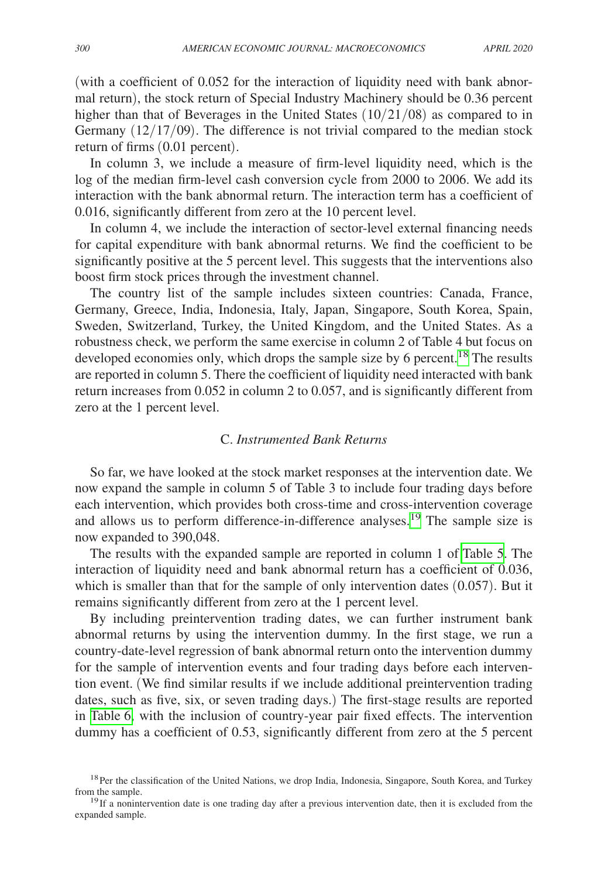(with a coefficient of 0.052 for the interaction of liquidity need with bank abnormal return), the stock return of Special Industry Machinery should be 0.36 percent higher than that of Beverages in the United States (10/21/08) as compared to in Germany (12/17/09). The difference is not trivial compared to the median stock return of firms (0.01 percent).

In column 3, we include a measure of firm-level liquidity need, which is the log of the median firm-level cash conversion cycle from 2000 to 2006. We add its interaction with the bank abnormal return. The interaction term has a coefficient of 0.016, significantly different from zero at the 10 percent level.

In column 4, we include the interaction of sector-level external financing needs for capital expenditure with bank abnormal returns. We find the coefficient to be significantly positive at the 5 percent level. This suggests that the interventions also boost firm stock prices through the investment channel.

The country list of the sample includes sixteen countries: Canada, France, Germany, Greece, India, Indonesia, Italy, Japan, Singapore, South Korea, Spain, Sweden, Switzerland, Turkey, the United Kingdom, and the United States. As a robustness check, we perform the same exercise in column 2 of Table 4 but focus on developed economies only, which drops the sample size by 6 percent.[18] The results are reported in column 5. There the coefficient of liquidity need interacted with bank return increases from 0.052 in column 2 to 0.057, and is significantly different from zero at the 1 percent level.

### C. *Instrumented Bank Returns*

So far, we have looked at the stock market responses at the intervention date. We now expand the sample in column 5 of Table 3 to include four trading days before each intervention, which provides both cross-time and cross-intervention coverage and allows us to perform difference-in-difference analyses.[19] The sample size is now expanded to 390,048.

The results with the expanded sample are reported in column 1 of Table 5. The interaction of liquidity need and bank abnormal return has a coefficient of 0.036, which is smaller than that for the sample of only intervention dates (0.057). But it remains significantly different from zero at the 1 percent level.

By including preintervention trading dates, we can further instrument bank abnormal returns by using the intervention dummy. In the first stage, we run a country-date-level regression of bank abnormal return onto the intervention dummy for the sample of intervention events and four trading days before each intervention event. (We find similar results if we include additional preintervention trading dates, such as five, six, or seven trading days.) The first-stage results are reported in Table 6, with the inclusion of country-year pair fixed effects. The intervention dummy has a coefficient of 0.53, significantly different from zero at the 5 percent

[18] Per the classification of the United Nations, we drop India, Indonesia, Singapore, South Korea, and Turkey from the sample.

[19] If a nonintervention date is one trading day after a previous intervention date, then it is excluded from the expanded sample.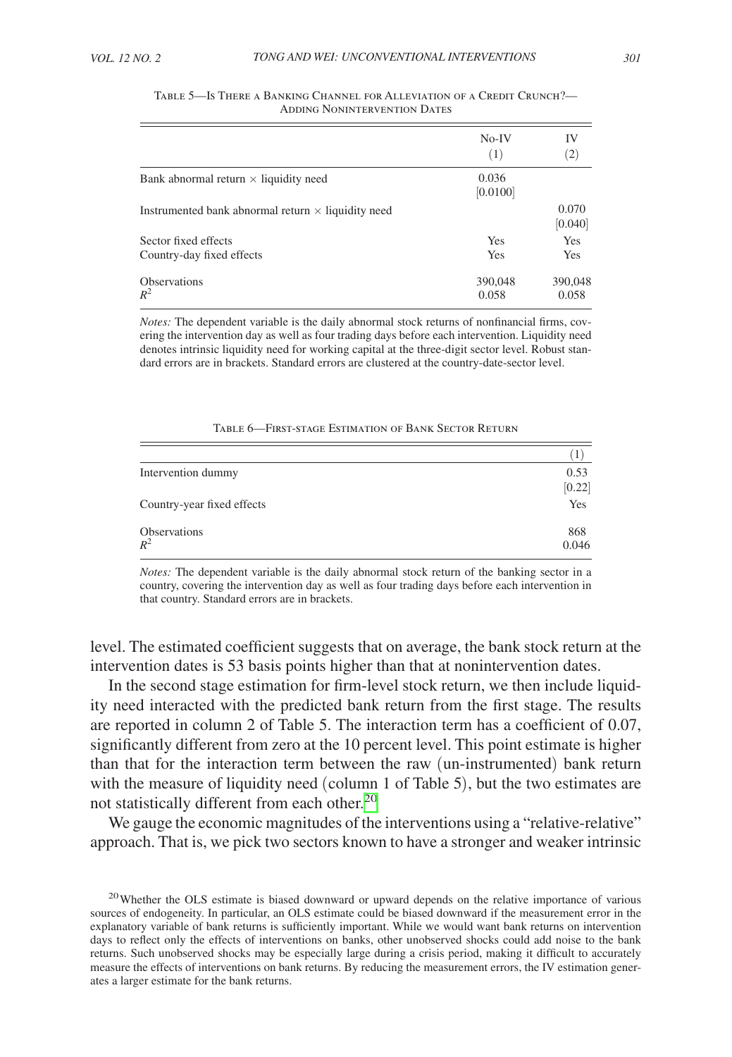Table 5—Is There a Banking Channel for Alleviation of a Credit Crunch?—Adding Nonintervention Dates

| | No-IV (1) | IV (2) |
|---|---|---|
| Bank abnormal return × liquidity need | 0.036 | |
| | [0.0100] | |
| Instrumented bank abnormal return × liquidity need | | 0.070 |
| | | [0.040] |
| Sector fixed effects | Yes | Yes |
| Country-day fixed effects | Yes | Yes |
| Observations | 390,048 | 390,048 |
| $R^2$ | 0.058 | 0.058 |

*Notes:* The dependent variable is the daily abnormal stock returns of nonfinancial firms, covering the intervention day as well as four trading days before each intervention. Liquidity need denotes intrinsic liquidity need for working capital at the three-digit sector level. Robust standard errors are in brackets. Standard errors are clustered at the country-date-sector level.

Table 6—First-stage Estimation of Bank Sector Return

| | (1) |
|---|---|
| Intervention dummy | 0.53 |
| | [0.22] |
| Country-year fixed effects | Yes |
| Observations | 868 |
| $R^2$ | 0.046 |

*Notes:* The dependent variable is the daily abnormal stock return of the banking sector in a country, covering the intervention day as well as four trading days before each intervention in that country. Standard errors are in brackets.

level. The estimated coefficient suggests that on average, the bank stock return at the intervention dates is 53 basis points higher than that at nonintervention dates.

In the second stage estimation for firm-level stock return, we then include liquidity need interacted with the predicted bank return from the first stage. The results are reported in column 2 of Table 5. The interaction term has a coefficient of 0.07, significantly different from zero at the 10 percent level. This point estimate is higher than that for the interaction term between the raw (un-instrumented) bank return with the measure of liquidity need (column 1 of Table 5), but the two estimates are not statistically different from each other.[20]

We gauge the economic magnitudes of the interventions using a "relative-relative" approach. That is, we pick two sectors known to have a stronger and weaker intrinsic

[20] Whether the OLS estimate is biased downward or upward depends on the relative importance of various sources of endogeneity. In particular, an OLS estimate could be biased downward if the measurement error in the explanatory variable of bank returns is sufficiently important. While we would want bank returns on intervention days to reflect only the effects of interventions on banks, other unobserved shocks could add noise to the bank returns. Such unobserved shocks may be especially large during a crisis period, making it difficult to accurately measure the effects of interventions on bank returns. By reducing the measurement errors, the IV estimation generates a larger estimate for the bank returns.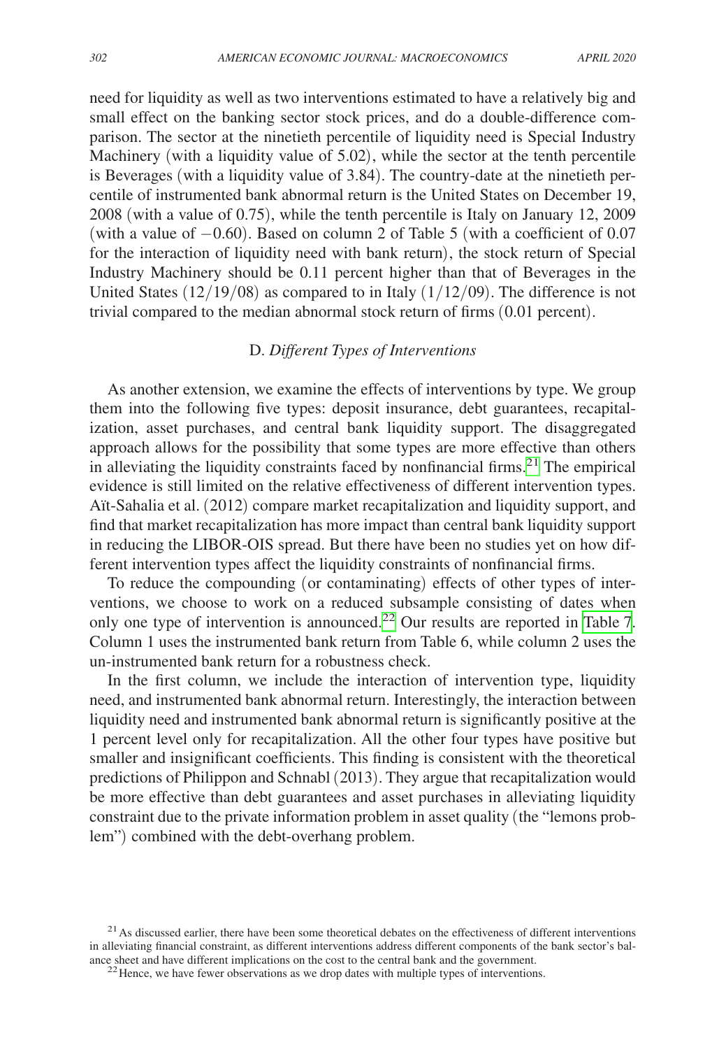need for liquidity as well as two interventions estimated to have a relatively big and small effect on the banking sector stock prices, and do a double-difference comparison. The sector at the ninetieth percentile of liquidity need is Special Industry Machinery (with a liquidity value of 5.02), while the sector at the tenth percentile is Beverages (with a liquidity value of 3.84). The country-date at the ninetieth percentile of instrumented bank abnormal return is the United States on December 19, 2008 (with a value of 0.75), while the tenth percentile is Italy on January 12, 2009 (with a value of −0.60). Based on column 2 of Table 5 (with a coefficient of 0.07 for the interaction of liquidity need with bank return), the stock return of Special Industry Machinery should be 0.11 percent higher than that of Beverages in the United States (12/19/08) as compared to in Italy (1/12/09). The difference is not trivial compared to the median abnormal stock return of firms (0.01 percent).

### D. *Different Types of Interventions*

As another extension, we examine the effects of interventions by type. We group them into the following five types: deposit insurance, debt guarantees, recapitalization, asset purchases, and central bank liquidity support. The disaggregated approach allows for the possibility that some types are more effective than others in alleviating the liquidity constraints faced by nonfinancial firms.[21] The empirical evidence is still limited on the relative effectiveness of different intervention types. Aït-Sahalia et al. (2012) compare market recapitalization and liquidity support, and find that market recapitalization has more impact than central bank liquidity support in reducing the LIBOR-OIS spread. But there have been no studies yet on how different intervention types affect the liquidity constraints of nonfinancial firms.

To reduce the compounding (or contaminating) effects of other types of interventions, we choose to work on a reduced subsample consisting of dates when only one type of intervention is announced.[22] Our results are reported in Table 7. Column 1 uses the instrumented bank return from Table 6, while column 2 uses the un-instrumented bank return for a robustness check.

In the first column, we include the interaction of intervention type, liquidity need, and instrumented bank abnormal return. Interestingly, the interaction between liquidity need and instrumented bank abnormal return is significantly positive at the 1 percent level only for recapitalization. All the other four types have positive but smaller and insignificant coefficients. This finding is consistent with the theoretical predictions of Philippon and Schnabl (2013). They argue that recapitalization would be more effective than debt guarantees and asset purchases in alleviating liquidity constraint due to the private information problem in asset quality (the "lemons problem") combined with the debt-overhang problem.

[21] As discussed earlier, there have been some theoretical debates on the effectiveness of different interventions in alleviating financial constraint, as different interventions address different components of the bank sector's balance sheet and have different implications on the cost to the central bank and the government.

[22] Hence, we have fewer observations as we drop dates with multiple types of interventions.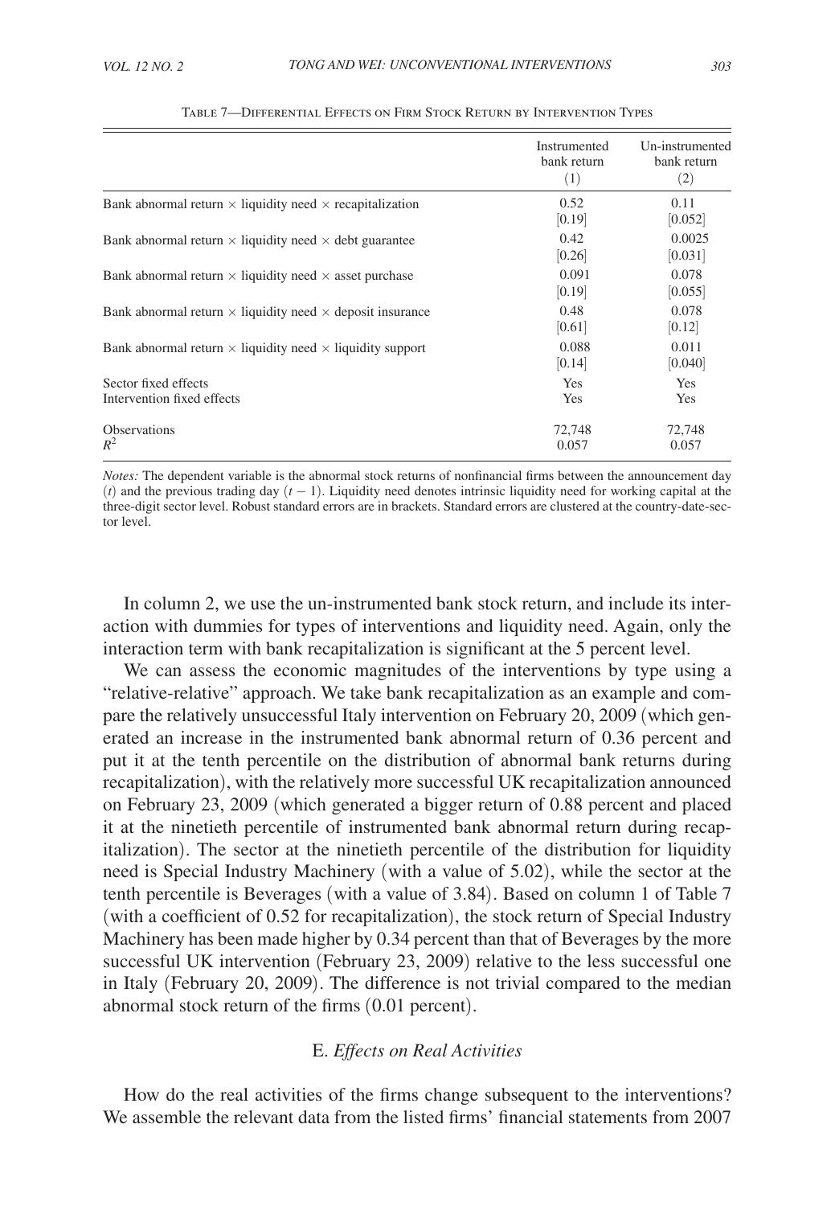Table 7—Differential Effects on Firm Stock Return by Intervention Types

| | Instrumented bank return (1) | Un-instrumented bank return (2) |
|---|---|---|
| Bank abnormal return × liquidity need × recapitalization | 0.52 | 0.11 |
| | [0.19] | [0.052] |
| Bank abnormal return × liquidity need × debt guarantee | 0.42 | 0.0025 |
| | [0.26] | [0.031] |
| Bank abnormal return × liquidity need × asset purchase | 0.091 | 0.078 |
| | [0.19] | [0.055] |
| Bank abnormal return × liquidity need × deposit insurance | 0.48 | 0.078 |
| | [0.61] | [0.12] |
| Bank abnormal return × liquidity need × liquidity support | 0.088 | 0.011 |
| | [0.14] | [0.040] |
| Sector fixed effects | Yes | Yes |
| Intervention fixed effects | Yes | Yes |
| Observations | 72,748 | 72,748 |
| $R^2$ | 0.057 | 0.057 |

*Notes:* The dependent variable is the abnormal stock returns of nonfinancial firms between the announcement day ($t$) and the previous trading day ($t - 1$). Liquidity need denotes intrinsic liquidity need for working capital at the three-digit sector level. Robust standard errors are in brackets. Standard errors are clustered at the country-date-sector level.

In column 2, we use the un-instrumented bank stock return, and include its interaction with dummies for types of interventions and liquidity need. Again, only the interaction term with bank recapitalization is significant at the 5 percent level.

We can assess the economic magnitudes of the interventions by type using a "relative-relative" approach. We take bank recapitalization as an example and compare the relatively unsuccessful Italy intervention on February 20, 2009 (which generated an increase in the instrumented bank abnormal return of 0.36 percent and put it at the tenth percentile on the distribution of abnormal bank returns during recapitalization), with the relatively more successful UK recapitalization announced on February 23, 2009 (which generated a bigger return of 0.88 percent and placed it at the ninetieth percentile of instrumented bank abnormal return during recapitalization). The sector at the ninetieth percentile of the distribution for liquidity need is Special Industry Machinery (with a value of 5.02), while the sector at the tenth percentile is Beverages (with a value of 3.84). Based on column 1 of Table 7 (with a coefficient of 0.52 for recapitalization), the stock return of Special Industry Machinery has been made higher by 0.34 percent than that of Beverages by the more successful UK intervention (February 23, 2009) relative to the less successful one in Italy (February 20, 2009). The difference is not trivial compared to the median abnormal stock return of the firms (0.01 percent).

### E. *Effects on Real Activities*

How do the real activities of the firms change subsequent to the interventions? We assemble the relevant data from the listed firms' financial statements from 2007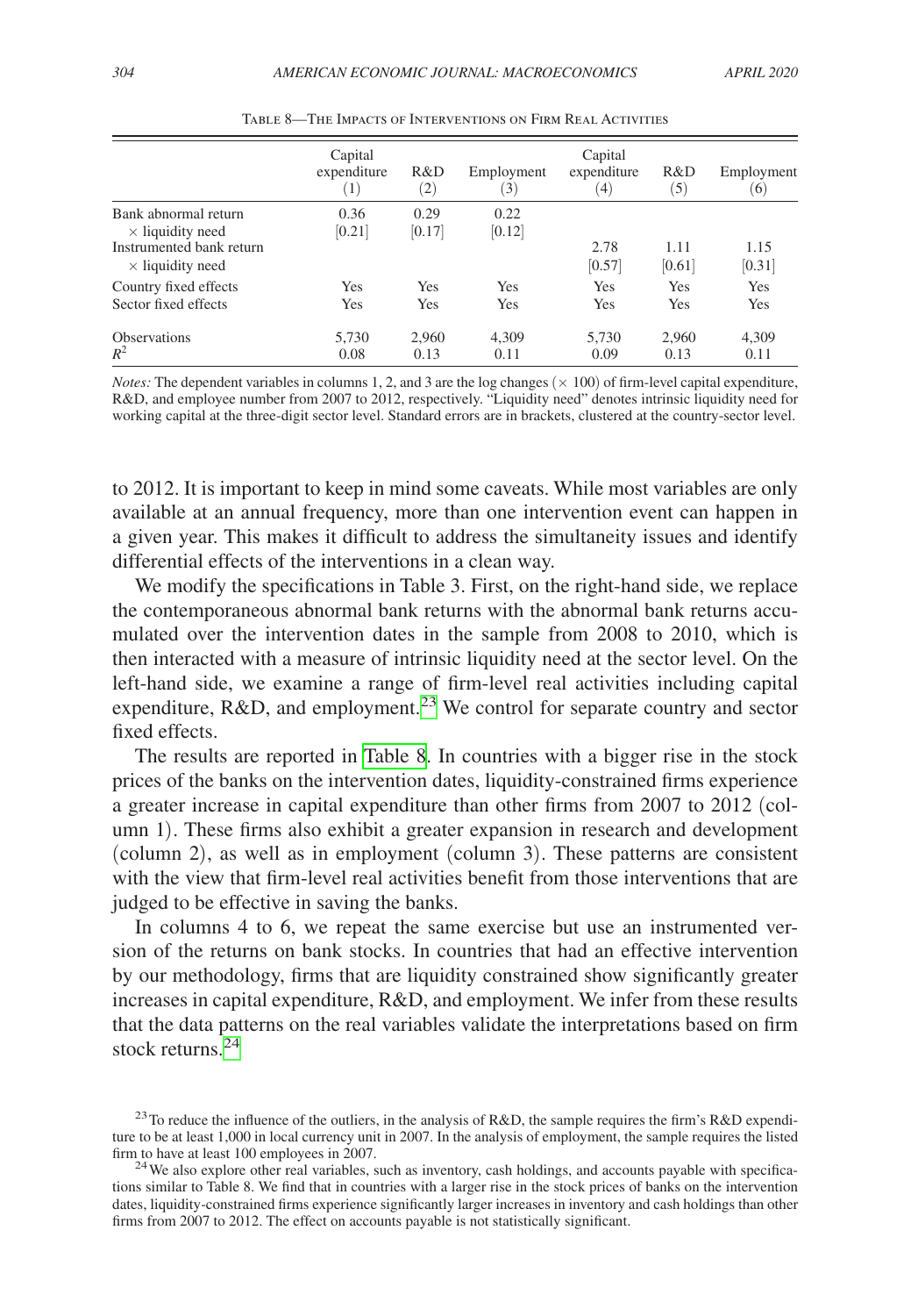Table 8—The Impacts of Interventions on Firm Real Activities

| | Capital expenditure (1) | R&D (2) | Employment (3) | Capital expenditure (4) | R&D (5) | Employment (6) |
|---|---|---|---|---|---|---|
| Bank abnormal return × liquidity need | 0.36 [0.21] | 0.29 [0.17] | 0.22 [0.12] | | | |
| Instrumented bank return × liquidity need | | | | 2.78 [0.57] | 1.11 [0.61] | 1.15 [0.31] |
| Country fixed effects | Yes | Yes | Yes | Yes | Yes | Yes |
| Sector fixed effects | Yes | Yes | Yes | Yes | Yes | Yes |
| Observations | 5,730 | 2,960 | 4,309 | 5,730 | 2,960 | 4,309 |
| $R^2$ | 0.08 | 0.13 | 0.11 | 0.09 | 0.13 | 0.11 |

*Notes:* The dependent variables in columns 1, 2, and 3 are the log changes (× 100) of firm-level capital expenditure, R&D, and employee number from 2007 to 2012, respectively. "Liquidity need" denotes intrinsic liquidity need for working capital at the three-digit sector level. Standard errors are in brackets, clustered at the country-sector level.

to 2012. It is important to keep in mind some caveats. While most variables are only available at an annual frequency, more than one intervention event can happen in a given year. This makes it difficult to address the simultaneity issues and identify differential effects of the interventions in a clean way.

We modify the specifications in Table 3. First, on the right-hand side, we replace the contemporaneous abnormal bank returns with the abnormal bank returns accumulated over the intervention dates in the sample from 2008 to 2010, which is then interacted with a measure of intrinsic liquidity need at the sector level. On the left-hand side, we examine a range of firm-level real activities including capital expenditure, R&D, and employment.[23] We control for separate country and sector fixed effects.

The results are reported in Table 8. In countries with a bigger rise in the stock prices of the banks on the intervention dates, liquidity-constrained firms experience a greater increase in capital expenditure than other firms from 2007 to 2012 (column 1). These firms also exhibit a greater expansion in research and development (column 2), as well as in employment (column 3). These patterns are consistent with the view that firm-level real activities benefit from those interventions that are judged to be effective in saving the banks.

In columns 4 to 6, we repeat the same exercise but use an instrumented version of the returns on bank stocks. In countries that had an effective intervention by our methodology, firms that are liquidity constrained show significantly greater increases in capital expenditure, R&D, and employment. We infer from these results that the data patterns on the real variables validate the interpretations based on firm stock returns.[24]

[23] To reduce the influence of the outliers, in the analysis of R&D, the sample requires the firm's R&D expenditure to be at least 1,000 in local currency unit in 2007. In the analysis of employment, the sample requires the listed firm to have at least 100 employees in 2007.

[24] We also explore other real variables, such as inventory, cash holdings, and accounts payable with specifications similar to Table 8. We find that in countries with a larger rise in the stock prices of banks on the intervention dates, liquidity-constrained firms experience significantly larger increases in inventory and cash holdings than other firms from 2007 to 2012. The effect on accounts payable is not statistically significant.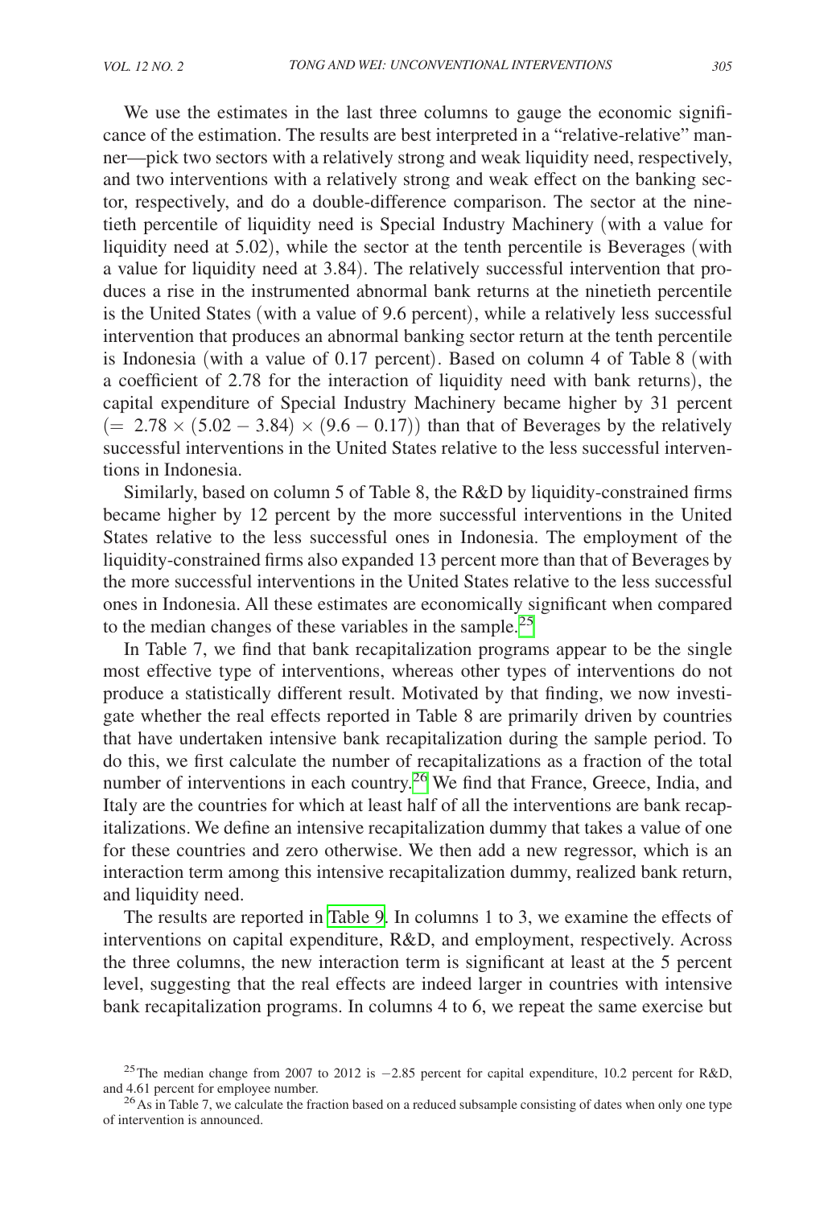We use the estimates in the last three columns to gauge the economic significance of the estimation. The results are best interpreted in a "relative-relative" manner—pick two sectors with a relatively strong and weak liquidity need, respectively, and two interventions with a relatively strong and weak effect on the banking sector, respectively, and do a double-difference comparison. The sector at the ninetieth percentile of liquidity need is Special Industry Machinery (with a value for liquidity need at 5.02), while the sector at the tenth percentile is Beverages (with a value for liquidity need at 3.84). The relatively successful intervention that produces a rise in the instrumented abnormal bank returns at the ninetieth percentile is the United States (with a value of 9.6 percent), while a relatively less successful intervention that produces an abnormal banking sector return at the tenth percentile is Indonesia (with a value of 0.17 percent). Based on column 4 of Table 8 (with a coefficient of 2.78 for the interaction of liquidity need with bank returns), the capital expenditure of Special Industry Machinery became higher by 31 percent $(= 2.78 \times (5.02 - 3.84) \times (9.6 - 0.17))$ than that of Beverages by the relatively successful interventions in the United States relative to the less successful interventions in Indonesia.

Similarly, based on column 5 of Table 8, the R&D by liquidity-constrained firms became higher by 12 percent by the more successful interventions in the United States relative to the less successful ones in Indonesia. The employment of the liquidity-constrained firms also expanded 13 percent more than that of Beverages by the more successful interventions in the United States relative to the less successful ones in Indonesia. All these estimates are economically significant when compared to the median changes of these variables in the sample.[25]

In Table 7, we find that bank recapitalization programs appear to be the single most effective type of interventions, whereas other types of interventions do not produce a statistically different result. Motivated by that finding, we now investigate whether the real effects reported in Table 8 are primarily driven by countries that have undertaken intensive bank recapitalization during the sample period. To do this, we first calculate the number of recapitalizations as a fraction of the total number of interventions in each country.[26] We find that France, Greece, India, and Italy are the countries for which at least half of all the interventions are bank recapitalizations. We define an intensive recapitalization dummy that takes a value of one for these countries and zero otherwise. We then add a new regressor, which is an interaction term among this intensive recapitalization dummy, realized bank return, and liquidity need.

The results are reported in Table 9. In columns 1 to 3, we examine the effects of interventions on capital expenditure, R&D, and employment, respectively. Across the three columns, the new interaction term is significant at least at the 5 percent level, suggesting that the real effects are indeed larger in countries with intensive bank recapitalization programs. In columns 4 to 6, we repeat the same exercise but

[25] The median change from 2007 to 2012 is −2.85 percent for capital expenditure, 10.2 percent for R&D, and 4.61 percent for employee number.

[26] As in Table 7, we calculate the fraction based on a reduced subsample consisting of dates when only one type of intervention is announced.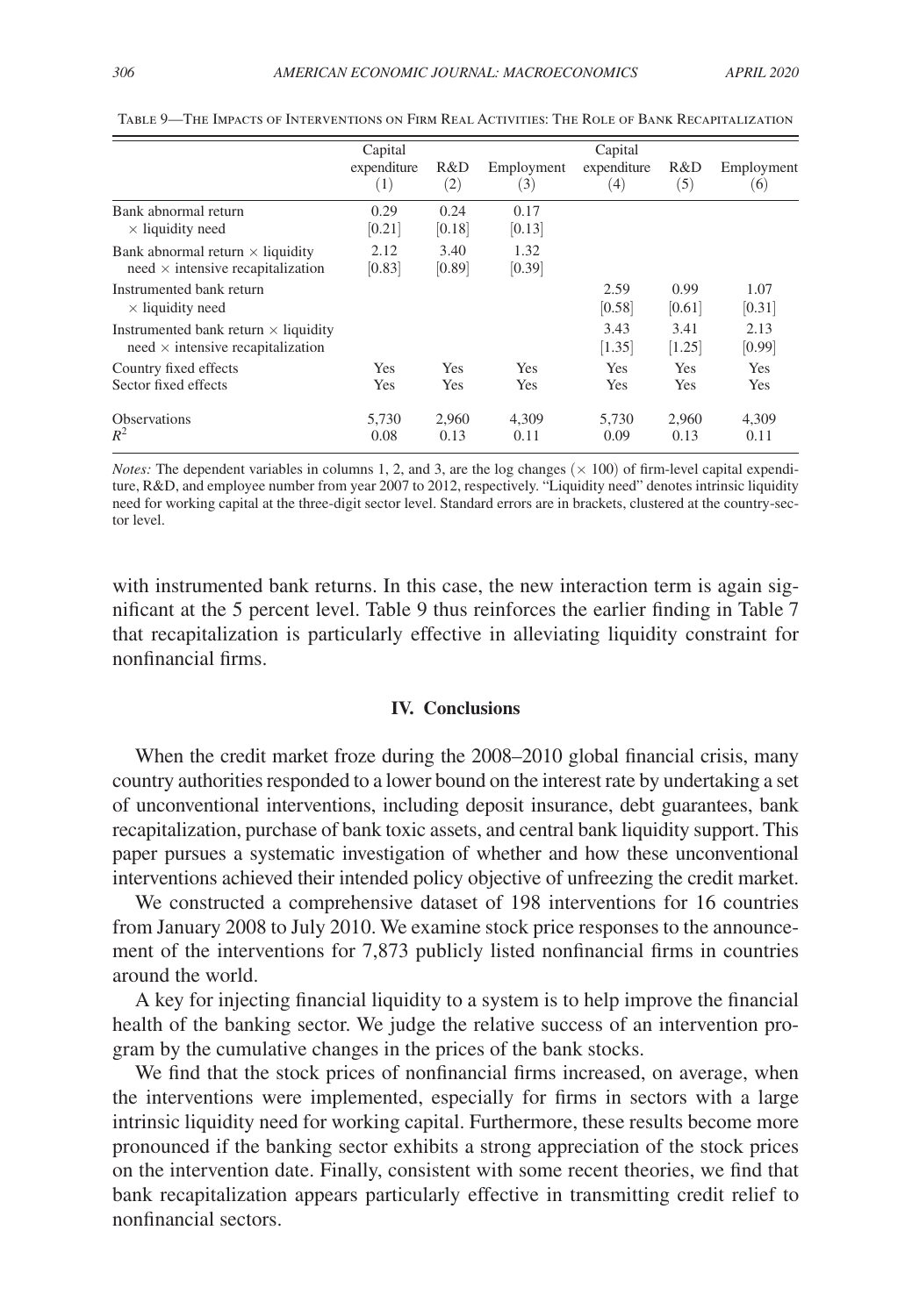Table 9—The Impacts of Interventions on Firm Real Activities: The Role of Bank Recapitalization

| | Capital expenditure (1) | R&D (2) | Employment (3) | Capital expenditure (4) | R&D (5) | Employment (6) |
|---|---|---|---|---|---|---|
| Bank abnormal return × liquidity need | 0.29 [0.21] | 0.24 [0.18] | 0.17 [0.13] | | | |
| Bank abnormal return × liquidity need × intensive recapitalization | 2.12 [0.83] | 3.40 [0.89] | 1.32 [0.39] | | | |
| Instrumented bank return × liquidity need | | | | 2.59 [0.58] | 0.99 [0.61] | 1.07 [0.31] |
| Instrumented bank return × liquidity need × intensive recapitalization | | | | 3.43 [1.35] | 3.41 [1.25] | 2.13 [0.99] |
| Country fixed effects | Yes | Yes | Yes | Yes | Yes | Yes |
| Sector fixed effects | Yes | Yes | Yes | Yes | Yes | Yes |
| Observations | 5,730 | 2,960 | 4,309 | 5,730 | 2,960 | 4,309 |
| $R^2$ | 0.08 | 0.13 | 0.11 | 0.09 | 0.13 | 0.11 |

*Notes:* The dependent variables in columns 1, 2, and 3, are the log changes (× 100) of firm-level capital expenditure, R&D, and employee number from year 2007 to 2012, respectively. "Liquidity need" denotes intrinsic liquidity need for working capital at the three-digit sector level. Standard errors are in brackets, clustered at the country-sector level.

with instrumented bank returns. In this case, the new interaction term is again significant at the 5 percent level. Table 9 thus reinforces the earlier finding in Table 7 that recapitalization is particularly effective in alleviating liquidity constraint for nonfinancial firms.

## IV. Conclusions

When the credit market froze during the 2008–2010 global financial crisis, many country authorities responded to a lower bound on the interest rate by undertaking a set of unconventional interventions, including deposit insurance, debt guarantees, bank recapitalization, purchase of bank toxic assets, and central bank liquidity support. This paper pursues a systematic investigation of whether and how these unconventional interventions achieved their intended policy objective of unfreezing the credit market.

We constructed a comprehensive dataset of 198 interventions for 16 countries from January 2008 to July 2010. We examine stock price responses to the announcement of the interventions for 7,873 publicly listed nonfinancial firms in countries around the world.

A key for injecting financial liquidity to a system is to help improve the financial health of the banking sector. We judge the relative success of an intervention program by the cumulative changes in the prices of the bank stocks.

We find that the stock prices of nonfinancial firms increased, on average, when the interventions were implemented, especially for firms in sectors with a large intrinsic liquidity need for working capital. Furthermore, these results become more pronounced if the banking sector exhibits a strong appreciation of the stock prices on the intervention date. Finally, consistent with some recent theories, we find that bank recapitalization appears particularly effective in transmitting credit relief to nonfinancial sectors.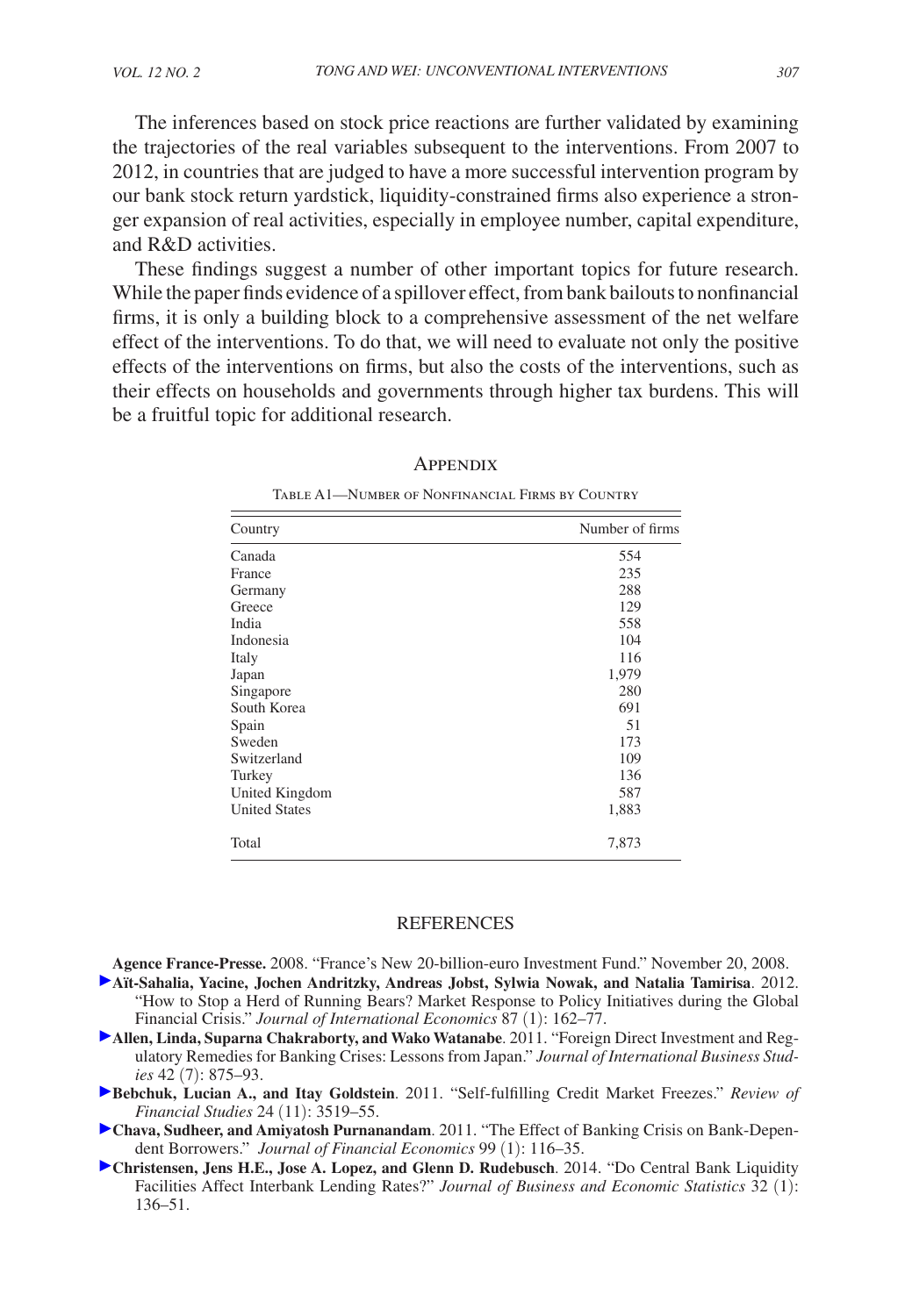The inferences based on stock price reactions are further validated by examining the trajectories of the real variables subsequent to the interventions. From 2007 to 2012, in countries that are judged to have a more successful intervention program by our bank stock return yardstick, liquidity-constrained firms also experience a stronger expansion of real activities, especially in employee number, capital expenditure, and R&D activities.

These findings suggest a number of other important topics for future research. While the paper finds evidence of a spillover effect, from bank bailouts to nonfinancial firms, it is only a building block to a comprehensive assessment of the net welfare effect of the interventions. To do that, we will need to evaluate not only the positive effects of the interventions on firms, but also the costs of the interventions, such as their effects on households and governments through higher tax burdens. This will be a fruitful topic for additional research.

## Appendix

Table A1—Number of Nonfinancial Firms by Country

| Country | Number of firms |
|---|---|
| Canada | 554 |
| France | 235 |
| Germany | 288 |
| Greece | 129 |
| India | 558 |
| Indonesia | 104 |
| Italy | 116 |
| Japan | 1,979 |
| Singapore | 280 |
| South Korea | 691 |
| Spain | 51 |
| Sweden | 173 |
| Switzerland | 109 |
| Turkey | 136 |
| United Kingdom | 587 |
| United States | 1,883 |
| Total | 7,873 |

## REFERENCES

**Agence France-Presse.** 2008. "France's New 20-billion-euro Investment Fund." November 20, 2008.

**Aït-Sahalia, Yacine, Jochen Andritzky, Andreas Jobst, Sylwia Nowak, and Natalia Tamirisa**. 2012. "How to Stop a Herd of Running Bears? Market Response to Policy Initiatives during the Global Financial Crisis." *Journal of International Economics* 87 (1): 162–77.

**Allen, Linda, Suparna Chakraborty, and Wako Watanabe**. 2011. "Foreign Direct Investment and Regulatory Remedies for Banking Crises: Lessons from Japan." *Journal of International Business Studies* 42 (7): 875–93.

**Bebchuk, Lucian A., and Itay Goldstein**. 2011. "Self-fulfilling Credit Market Freezes." *Review of Financial Studies* 24 (11): 3519–55.

**Chava, Sudheer, and Amiyatosh Purnanandam**. 2011. "The Effect of Banking Crisis on Bank-Dependent Borrowers." *Journal of Financial Economics* 99 (1): 116–35.

**Christensen, Jens H.E., Jose A. Lopez, and Glenn D. Rudebusch**. 2014. "Do Central Bank Liquidity Facilities Affect Interbank Lending Rates?" *Journal of Business and Economic Statistics* 32 (1): 136–51.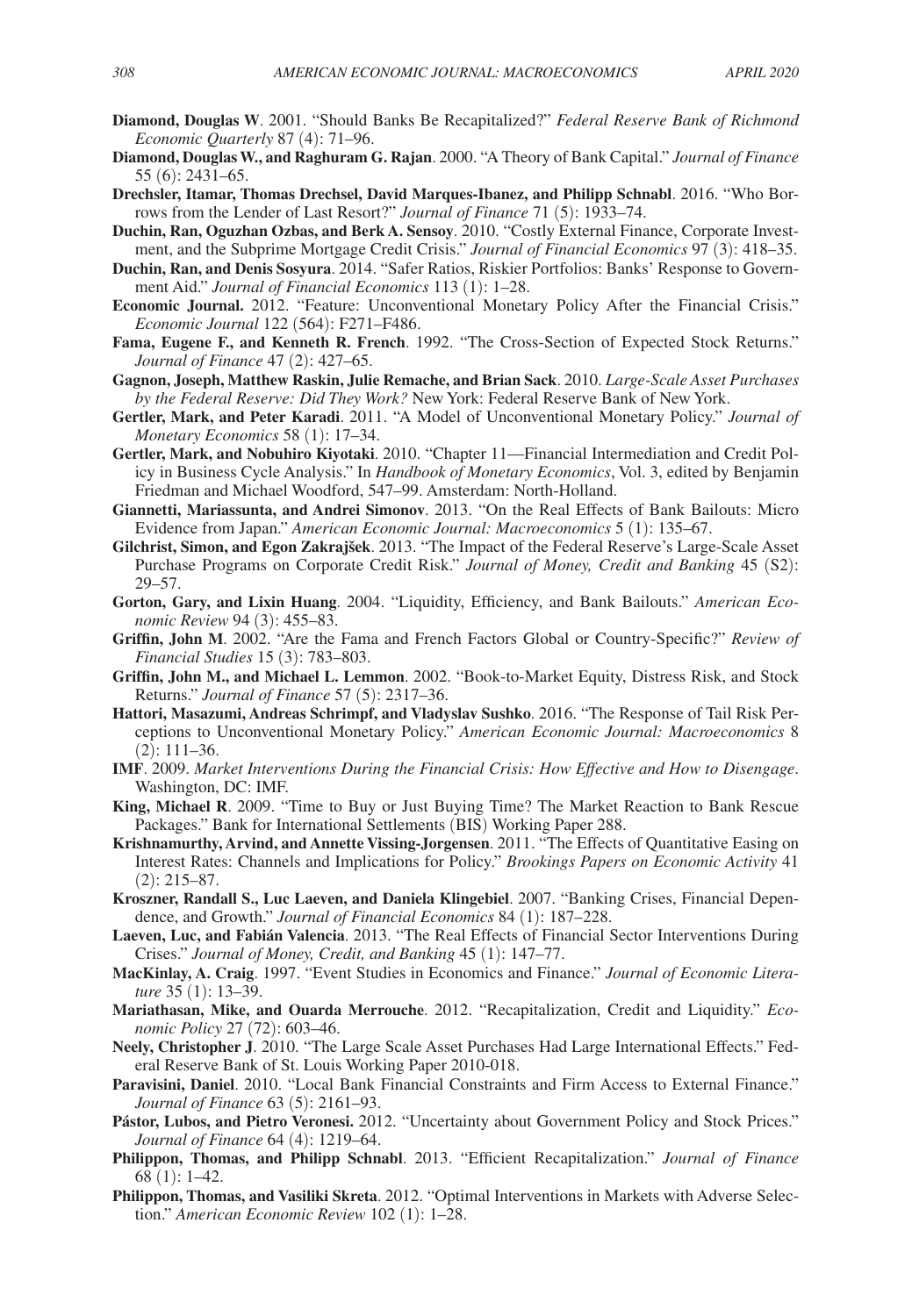**Diamond, Douglas W**. 2001. "Should Banks Be Recapitalized?" *Federal Reserve Bank of Richmond Economic Quarterly* 87 (4): 71–96.

**Diamond, Douglas W., and Raghuram G. Rajan**. 2000. "A Theory of Bank Capital." *Journal of Finance* 55 (6): 2431–65.

**Drechsler, Itamar, Thomas Drechsel, David Marques-Ibanez, and Philipp Schnabl**. 2016. "Who Borrows from the Lender of Last Resort?" *Journal of Finance* 71 (5): 1933–74.

**Duchin, Ran, Oguzhan Ozbas, and Berk A. Sensoy**. 2010. "Costly External Finance, Corporate Investment, and the Subprime Mortgage Credit Crisis." *Journal of Financial Economics* 97 (3): 418–35.

**Duchin, Ran, and Denis Sosyura**. 2014. "Safer Ratios, Riskier Portfolios: Banks' Response to Government Aid." *Journal of Financial Economics* 113 (1): 1–28.

**Economic Journal.** 2012. "Feature: Unconventional Monetary Policy After the Financial Crisis." *Economic Journal* 122 (564): F271–F486.

**Fama, Eugene F., and Kenneth R. French**. 1992. "The Cross-Section of Expected Stock Returns." *Journal of Finance* 47 (2): 427–65.

**Gagnon, Joseph, Matthew Raskin, Julie Remache, and Brian Sack**. 2010. *Large-Scale Asset Purchases by the Federal Reserve: Did They Work?* New York: Federal Reserve Bank of New York.

**Gertler, Mark, and Peter Karadi**. 2011. "A Model of Unconventional Monetary Policy." *Journal of Monetary Economics* 58 (1): 17–34.

**Gertler, Mark, and Nobuhiro Kiyotaki**. 2010. "Chapter 11—Financial Intermediation and Credit Policy in Business Cycle Analysis." In *Handbook of Monetary Economics*, Vol. 3, edited by Benjamin Friedman and Michael Woodford, 547–99. Amsterdam: North-Holland.

**Giannetti, Mariassunta, and Andrei Simonov**. 2013. "On the Real Effects of Bank Bailouts: Micro Evidence from Japan." *American Economic Journal: Macroeconomics* 5 (1): 135–67.

**Gilchrist, Simon, and Egon Zakrajšek**. 2013. "The Impact of the Federal Reserve's Large-Scale Asset Purchase Programs on Corporate Credit Risk." *Journal of Money, Credit and Banking* 45 (S2): 29–57.

**Gorton, Gary, and Lixin Huang**. 2004. "Liquidity, Efficiency, and Bank Bailouts." *American Economic Review* 94 (3): 455–83.

**Griffin, John M**. 2002. "Are the Fama and French Factors Global or Country-Specific?" *Review of Financial Studies* 15 (3): 783–803.

**Griffin, John M., and Michael L. Lemmon**. 2002. "Book-to-Market Equity, Distress Risk, and Stock Returns." *Journal of Finance* 57 (5): 2317–36.

**Hattori, Masazumi, Andreas Schrimpf, and Vladyslav Sushko**. 2016. "The Response of Tail Risk Perceptions to Unconventional Monetary Policy." *American Economic Journal: Macroeconomics* 8 (2): 111–36.

**IMF**. 2009. *Market Interventions During the Financial Crisis: How Effective and How to Disengage*. Washington, DC: IMF.

**King, Michael R**. 2009. "Time to Buy or Just Buying Time? The Market Reaction to Bank Rescue Packages." Bank for International Settlements (BIS) Working Paper 288.

**Krishnamurthy, Arvind, and Annette Vissing-Jorgensen**. 2011. "The Effects of Quantitative Easing on Interest Rates: Channels and Implications for Policy." *Brookings Papers on Economic Activity* 41 (2): 215–87.

**Kroszner, Randall S., Luc Laeven, and Daniela Klingebiel**. 2007. "Banking Crises, Financial Dependence, and Growth." *Journal of Financial Economics* 84 (1): 187–228.

**Laeven, Luc, and Fabián Valencia**. 2013. "The Real Effects of Financial Sector Interventions During Crises." *Journal of Money, Credit, and Banking* 45 (1): 147–77.

**MacKinlay, A. Craig**. 1997. "Event Studies in Economics and Finance." *Journal of Economic Literature* 35 (1): 13–39.

**Mariathasan, Mike, and Ouarda Merrouche**. 2012. "Recapitalization, Credit and Liquidity." *Economic Policy* 27 (72): 603–46.

**Neely, Christopher J**. 2010. "The Large Scale Asset Purchases Had Large International Effects." Federal Reserve Bank of St. Louis Working Paper 2010-018.

**Paravisini, Daniel**. 2010. "Local Bank Financial Constraints and Firm Access to External Finance." *Journal of Finance* 63 (5): 2161–93.

**Pástor, Lubos, and Pietro Veronesi.** 2012. "Uncertainty about Government Policy and Stock Prices." *Journal of Finance* 64 (4): 1219–64.

**Philippon, Thomas, and Philipp Schnabl**. 2013. "Efficient Recapitalization." *Journal of Finance* 68 (1): 1–42.

**Philippon, Thomas, and Vasiliki Skreta**. 2012. "Optimal Interventions in Markets with Adverse Selection." *American Economic Review* 102 (1): 1–28.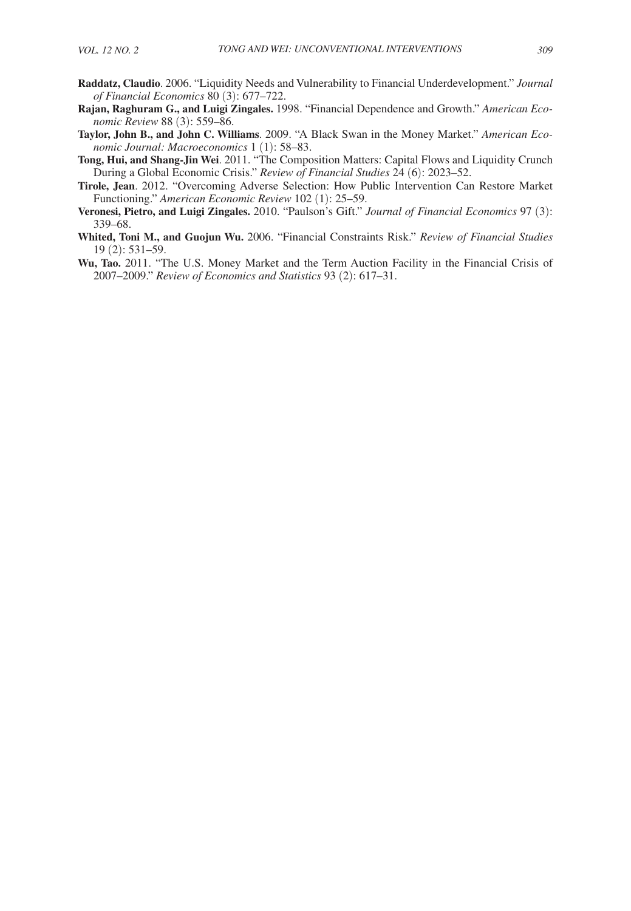**Raddatz, Claudio**. 2006. "Liquidity Needs and Vulnerability to Financial Underdevelopment." *Journal of Financial Economics* 80 (3): 677–722.

**Rajan, Raghuram G., and Luigi Zingales.** 1998. "Financial Dependence and Growth." *American Economic Review* 88 (3): 559–86.

**Taylor, John B., and John C. Williams**. 2009. "A Black Swan in the Money Market." *American Economic Journal: Macroeconomics* 1 (1): 58–83.

**Tong, Hui, and Shang-Jin Wei**. 2011. "The Composition Matters: Capital Flows and Liquidity Crunch During a Global Economic Crisis." *Review of Financial Studies* 24 (6): 2023–52.

**Tirole, Jean**. 2012. "Overcoming Adverse Selection: How Public Intervention Can Restore Market Functioning." *American Economic Review* 102 (1): 25–59.

**Veronesi, Pietro, and Luigi Zingales.** 2010. "Paulson's Gift." *Journal of Financial Economics* 97 (3): 339–68.

**Whited, Toni M., and Guojun Wu.** 2006. "Financial Constraints Risk." *Review of Financial Studies* 19 (2): 531–59.

**Wu, Tao.** 2011. "The U.S. Money Market and the Term Auction Facility in the Financial Crisis of 2007–2009." *Review of Economics and Statistics* 93 (2): 617–31.